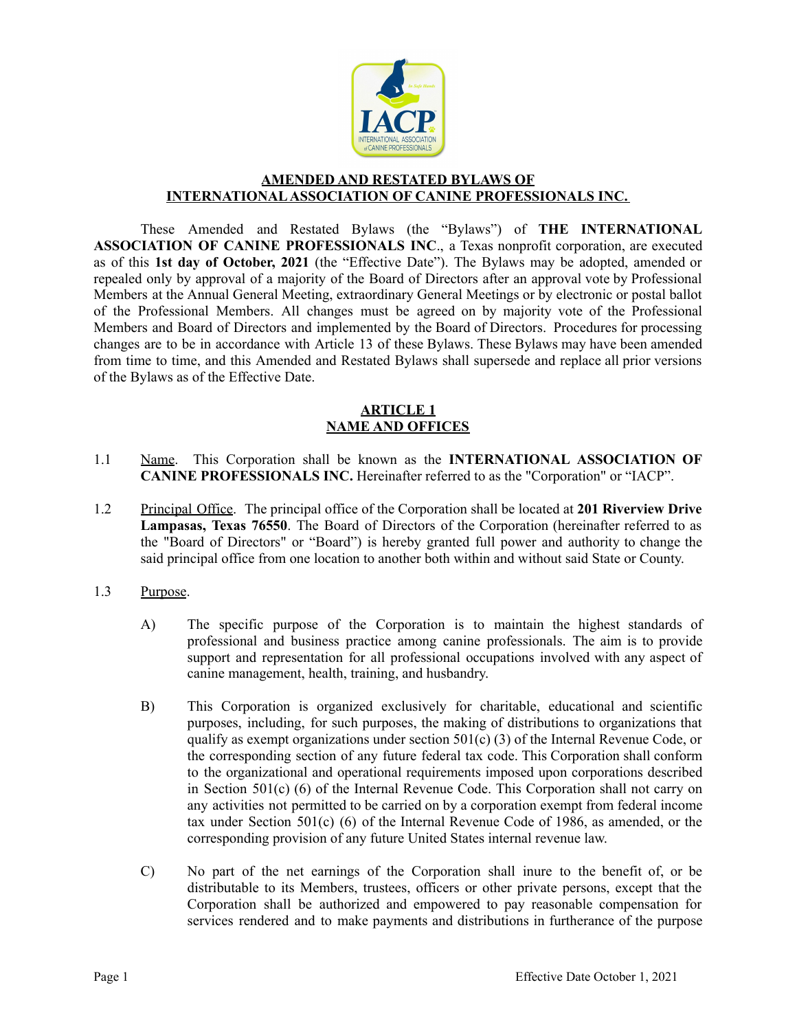**AMENDED AND RESTATED BYLAWS OF INTERNATIONAL ASSOCIATION OF CANINE PROFESSIONALS INC.**

These Amended and Restated Bylaws (the "Bylaws") of **THE INTERNATIONAL ASSOCIATION OF CANINE PROFESSIONALS INC**., a Texas nonprofit corporation, are executed as of this **1st day of October, 2021** (the "Effective Date"). The Bylaws may be adopted, amended or repealed only by approval of a majority of the Board of Directors after an approval vote by Professional Members at the Annual General Meeting, extraordinary General Meetings or by electronic or postal ballot of the Professional Members. All changes must be agreed on by majority vote of the Professional Members and Board of Directors and implemented by the Board of Directors. Procedures for processing changes are to be in accordance with Article 13 of these Bylaws. These Bylaws may have been amended from time to time, and this Amended and Restated Bylaws shall supersede and replace all prior versions of the Bylaws as of the Effective Date.

## ARTICLE 1
## NAME AND OFFICES

1.1 Name. This Corporation shall be known as the **INTERNATIONAL ASSOCIATION OF CANINE PROFESSIONALS INC.** Hereinafter referred to as the "Corporation" or "IACP".

1.2 Principal Office. The principal office of the Corporation shall be located at **201 Riverview Drive Lampasas, Texas 76550**. The Board of Directors of the Corporation (hereinafter referred to as the "Board of Directors" or "Board") is hereby granted full power and authority to change the said principal office from one location to another both within and without said State or County.

1.3 Purpose.

A) The specific purpose of the Corporation is to maintain the highest standards of professional and business practice among canine professionals. The aim is to provide support and representation for all professional occupations involved with any aspect of canine management, health, training, and husbandry.

B) This Corporation is organized exclusively for charitable, educational and scientific purposes, including, for such purposes, the making of distributions to organizations that qualify as exempt organizations under section 501(c) (3) of the Internal Revenue Code, or the corresponding section of any future federal tax code. This Corporation shall conform to the organizational and operational requirements imposed upon corporations described in Section 501(c) (6) of the Internal Revenue Code. This Corporation shall not carry on any activities not permitted to be carried on by a corporation exempt from federal income tax under Section 501(c) (6) of the Internal Revenue Code of 1986, as amended, or the corresponding provision of any future United States internal revenue law.

C) No part of the net earnings of the Corporation shall inure to the benefit of, or be distributable to its Members, trustees, officers or other private persons, except that the Corporation shall be authorized and empowered to pay reasonable compensation for services rendered and to make payments and distributions in furtherance of the purpose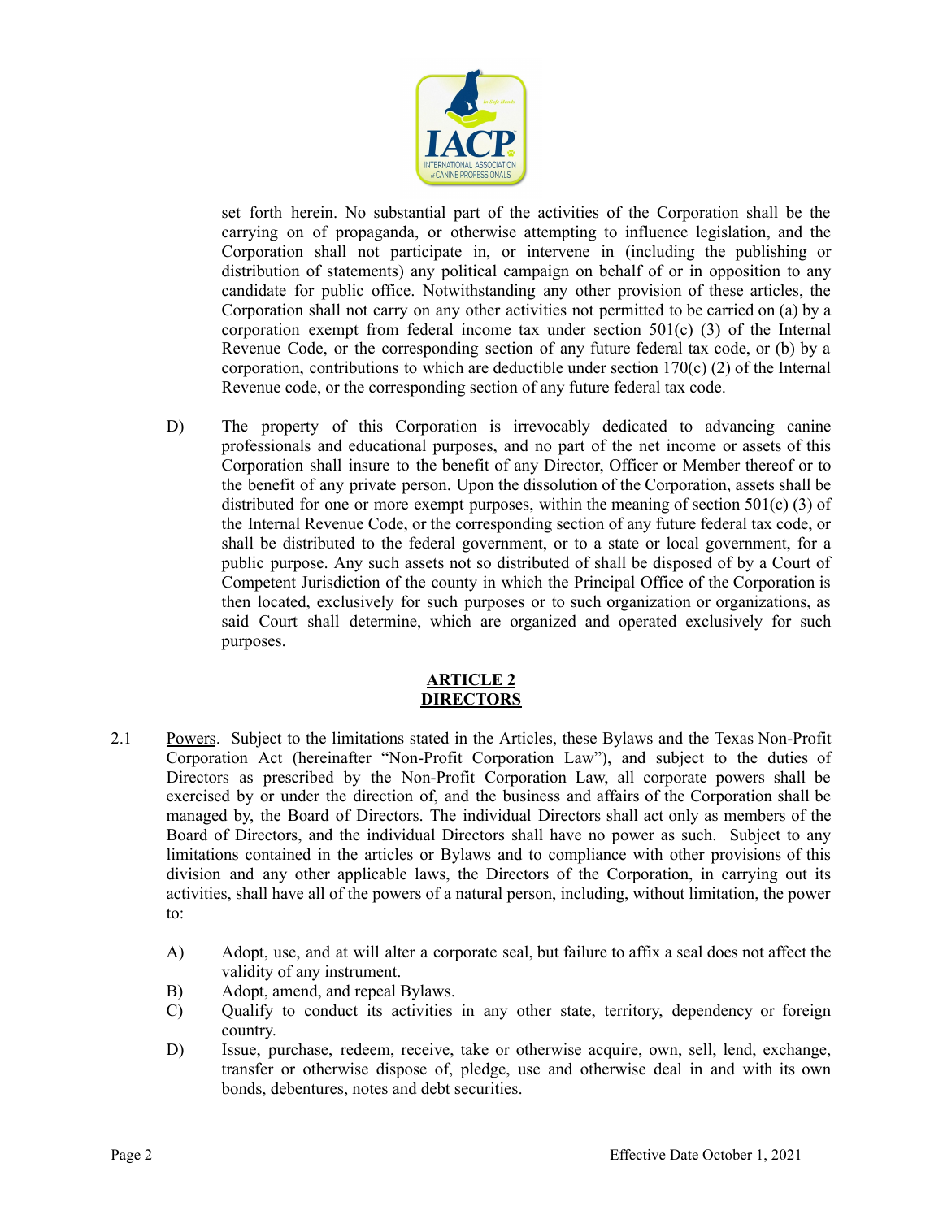set forth herein. No substantial part of the activities of the Corporation shall be the carrying on of propaganda, or otherwise attempting to influence legislation, and the Corporation shall not participate in, or intervene in (including the publishing or distribution of statements) any political campaign on behalf of or in opposition to any candidate for public office. Notwithstanding any other provision of these articles, the Corporation shall not carry on any other activities not permitted to be carried on (a) by a corporation exempt from federal income tax under section 501(c) (3) of the Internal Revenue Code, or the corresponding section of any future federal tax code, or (b) by a corporation, contributions to which are deductible under section 170(c) (2) of the Internal Revenue code, or the corresponding section of any future federal tax code.

D) The property of this Corporation is irrevocably dedicated to advancing canine professionals and educational purposes, and no part of the net income or assets of this Corporation shall insure to the benefit of any Director, Officer or Member thereof or to the benefit of any private person. Upon the dissolution of the Corporation, assets shall be distributed for one or more exempt purposes, within the meaning of section 501(c) (3) of the Internal Revenue Code, or the corresponding section of any future federal tax code, or shall be distributed to the federal government, or to a state or local government, for a public purpose. Any such assets not so distributed of shall be disposed of by a Court of Competent Jurisdiction of the county in which the Principal Office of the Corporation is then located, exclusively for such purposes or to such organization or organizations, as said Court shall determine, which are organized and operated exclusively for such purposes.

## ARTICLE 2
## DIRECTORS

2.1 Powers. Subject to the limitations stated in the Articles, these Bylaws and the Texas Non-Profit Corporation Act (hereinafter "Non-Profit Corporation Law"), and subject to the duties of Directors as prescribed by the Non-Profit Corporation Law, all corporate powers shall be exercised by or under the direction of, and the business and affairs of the Corporation shall be managed by, the Board of Directors. The individual Directors shall act only as members of the Board of Directors, and the individual Directors shall have no power as such. Subject to any limitations contained in the articles or Bylaws and to compliance with other provisions of this division and any other applicable laws, the Directors of the Corporation, in carrying out its activities, shall have all of the powers of a natural person, including, without limitation, the power to:

A) Adopt, use, and at will alter a corporate seal, but failure to affix a seal does not affect the validity of any instrument.

B) Adopt, amend, and repeal Bylaws.

C) Qualify to conduct its activities in any other state, territory, dependency or foreign country.

D) Issue, purchase, redeem, receive, take or otherwise acquire, own, sell, lend, exchange, transfer or otherwise dispose of, pledge, use and otherwise deal in and with its own bonds, debentures, notes and debt securities.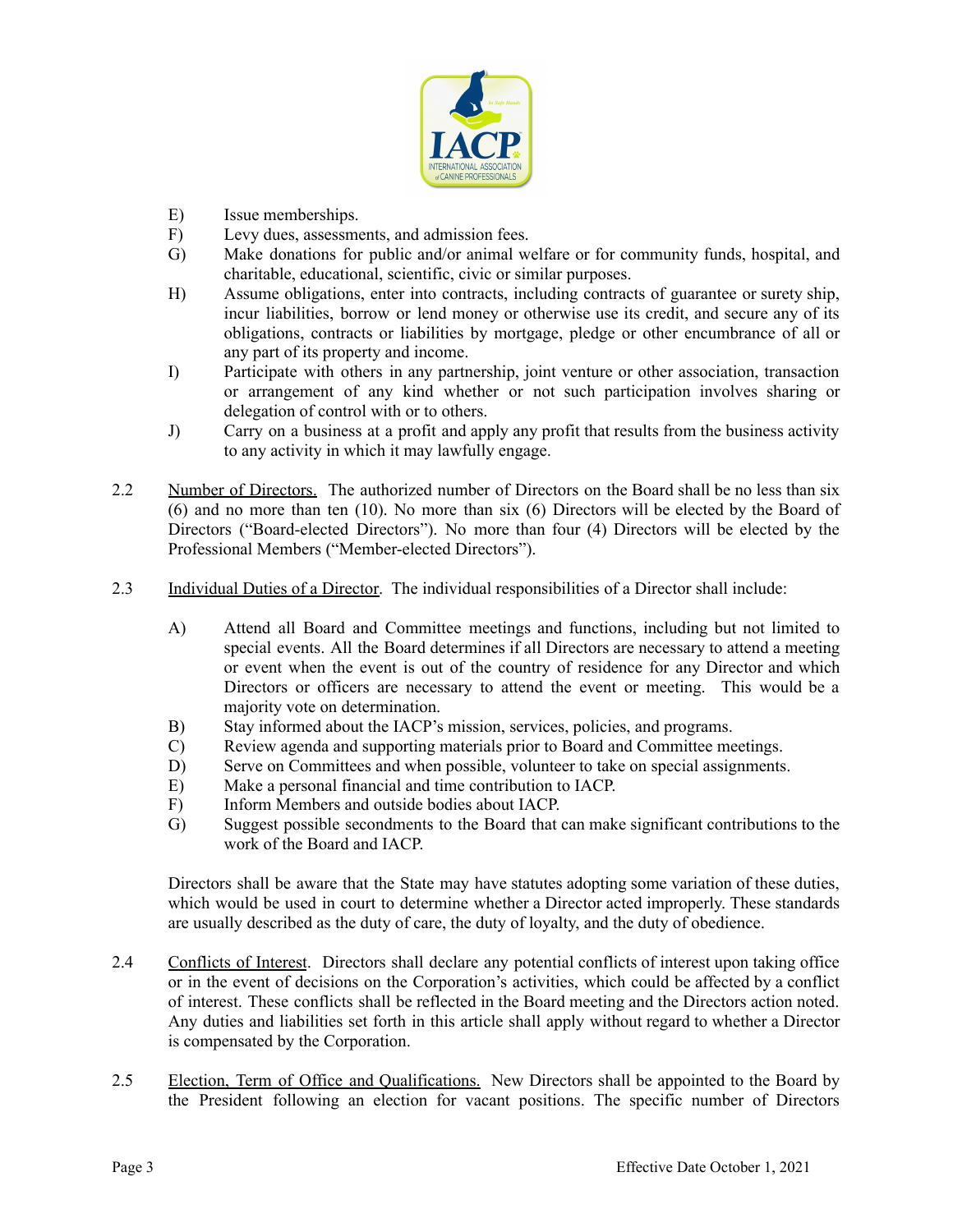E) Issue memberships.

F) Levy dues, assessments, and admission fees.

G) Make donations for public and/or animal welfare or for community funds, hospital, and charitable, educational, scientific, civic or similar purposes.

H) Assume obligations, enter into contracts, including contracts of guarantee or surety ship, incur liabilities, borrow or lend money or otherwise use its credit, and secure any of its obligations, contracts or liabilities by mortgage, pledge or other encumbrance of all or any part of its property and income.

I) Participate with others in any partnership, joint venture or other association, transaction or arrangement of any kind whether or not such participation involves sharing or delegation of control with or to others.

J) Carry on a business at a profit and apply any profit that results from the business activity to any activity in which it may lawfully engage.

2.2 Number of Directors. The authorized number of Directors on the Board shall be no less than six (6) and no more than ten (10). No more than six (6) Directors will be elected by the Board of Directors ("Board-elected Directors"). No more than four (4) Directors will be elected by the Professional Members ("Member-elected Directors").

2.3 Individual Duties of a Director. The individual responsibilities of a Director shall include:

A) Attend all Board and Committee meetings and functions, including but not limited to special events. All the Board determines if all Directors are necessary to attend a meeting or event when the event is out of the country of residence for any Director and which Directors or officers are necessary to attend the event or meeting. This would be a majority vote on determination.

B) Stay informed about the IACP's mission, services, policies, and programs.

C) Review agenda and supporting materials prior to Board and Committee meetings.

D) Serve on Committees and when possible, volunteer to take on special assignments.

E) Make a personal financial and time contribution to IACP.

F) Inform Members and outside bodies about IACP.

G) Suggest possible secondments to the Board that can make significant contributions to the work of the Board and IACP.

Directors shall be aware that the State may have statutes adopting some variation of these duties, which would be used in court to determine whether a Director acted improperly. These standards are usually described as the duty of care, the duty of loyalty, and the duty of obedience.

2.4 Conflicts of Interest. Directors shall declare any potential conflicts of interest upon taking office or in the event of decisions on the Corporation's activities, which could be affected by a conflict of interest. These conflicts shall be reflected in the Board meeting and the Directors action noted. Any duties and liabilities set forth in this article shall apply without regard to whether a Director is compensated by the Corporation.

2.5 Election, Term of Office and Qualifications. New Directors shall be appointed to the Board by the President following an election for vacant positions. The specific number of Directors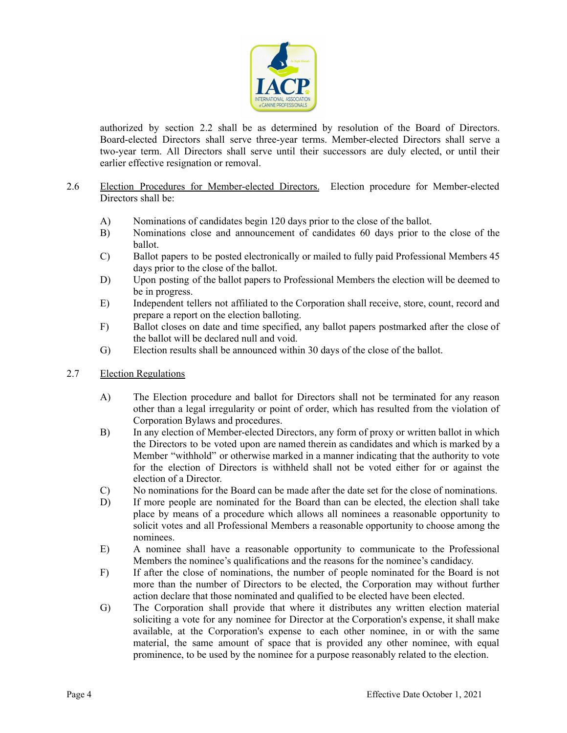authorized by section 2.2 shall be as determined by resolution of the Board of Directors. Board-elected Directors shall serve three-year terms. Member-elected Directors shall serve a two-year term. All Directors shall serve until their successors are duly elected, or until their earlier effective resignation or removal.

2.6 Election Procedures for Member-elected Directors. Election procedure for Member-elected Directors shall be:

A) Nominations of candidates begin 120 days prior to the close of the ballot.
B) Nominations close and announcement of candidates 60 days prior to the close of the ballot.
C) Ballot papers to be posted electronically or mailed to fully paid Professional Members 45 days prior to the close of the ballot.
D) Upon posting of the ballot papers to Professional Members the election will be deemed to be in progress.
E) Independent tellers not affiliated to the Corporation shall receive, store, count, record and prepare a report on the election balloting.
F) Ballot closes on date and time specified, any ballot papers postmarked after the close of the ballot will be declared null and void.
G) Election results shall be announced within 30 days of the close of the ballot.

2.7 Election Regulations

A) The Election procedure and ballot for Directors shall not be terminated for any reason other than a legal irregularity or point of order, which has resulted from the violation of Corporation Bylaws and procedures.
B) In any election of Member-elected Directors, any form of proxy or written ballot in which the Directors to be voted upon are named therein as candidates and which is marked by a Member "withhold" or otherwise marked in a manner indicating that the authority to vote for the election of Directors is withheld shall not be voted either for or against the election of a Director.
C) No nominations for the Board can be made after the date set for the close of nominations.
D) If more people are nominated for the Board than can be elected, the election shall take place by means of a procedure which allows all nominees a reasonable opportunity to solicit votes and all Professional Members a reasonable opportunity to choose among the nominees.
E) A nominee shall have a reasonable opportunity to communicate to the Professional Members the nominee's qualifications and the reasons for the nominee's candidacy.
F) If after the close of nominations, the number of people nominated for the Board is not more than the number of Directors to be elected, the Corporation may without further action declare that those nominated and qualified to be elected have been elected.
G) The Corporation shall provide that where it distributes any written election material soliciting a vote for any nominee for Director at the Corporation's expense, it shall make available, at the Corporation's expense to each other nominee, in or with the same material, the same amount of space that is provided any other nominee, with equal prominence, to be used by the nominee for a purpose reasonably related to the election.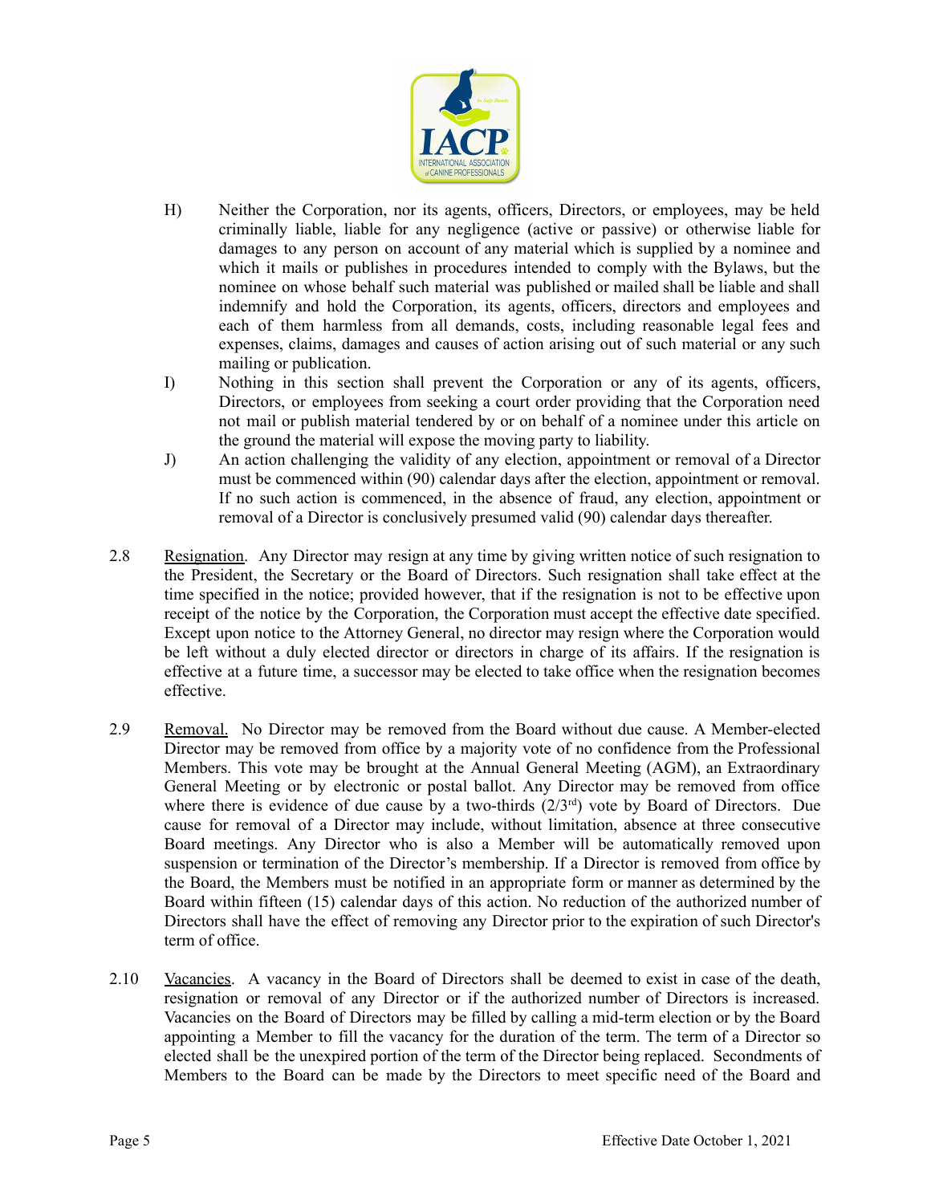H) Neither the Corporation, nor its agents, officers, Directors, or employees, may be held criminally liable, liable for any negligence (active or passive) or otherwise liable for damages to any person on account of any material which is supplied by a nominee and which it mails or publishes in procedures intended to comply with the Bylaws, but the nominee on whose behalf such material was published or mailed shall be liable and shall indemnify and hold the Corporation, its agents, officers, directors and employees and each of them harmless from all demands, costs, including reasonable legal fees and expenses, claims, damages and causes of action arising out of such material or any such mailing or publication.

I) Nothing in this section shall prevent the Corporation or any of its agents, officers, Directors, or employees from seeking a court order providing that the Corporation need not mail or publish material tendered by or on behalf of a nominee under this article on the ground the material will expose the moving party to liability.

J) An action challenging the validity of any election, appointment or removal of a Director must be commenced within (90) calendar days after the election, appointment or removal. If no such action is commenced, in the absence of fraud, any election, appointment or removal of a Director is conclusively presumed valid (90) calendar days thereafter.

2.8 Resignation. Any Director may resign at any time by giving written notice of such resignation to the President, the Secretary or the Board of Directors. Such resignation shall take effect at the time specified in the notice; provided however, that if the resignation is not to be effective upon receipt of the notice by the Corporation, the Corporation must accept the effective date specified. Except upon notice to the Attorney General, no director may resign where the Corporation would be left without a duly elected director or directors in charge of its affairs. If the resignation is effective at a future time, a successor may be elected to take office when the resignation becomes effective.

2.9 Removal. No Director may be removed from the Board without due cause. A Member-elected Director may be removed from office by a majority vote of no confidence from the Professional Members. This vote may be brought at the Annual General Meeting (AGM), an Extraordinary General Meeting or by electronic or postal ballot. Any Director may be removed from office where there is evidence of due cause by a two-thirds (2/3rd) vote by Board of Directors. Due cause for removal of a Director may include, without limitation, absence at three consecutive Board meetings. Any Director who is also a Member will be automatically removed upon suspension or termination of the Director's membership. If a Director is removed from office by the Board, the Members must be notified in an appropriate form or manner as determined by the Board within fifteen (15) calendar days of this action. No reduction of the authorized number of Directors shall have the effect of removing any Director prior to the expiration of such Director's term of office.

2.10 Vacancies. A vacancy in the Board of Directors shall be deemed to exist in case of the death, resignation or removal of any Director or if the authorized number of Directors is increased. Vacancies on the Board of Directors may be filled by calling a mid-term election or by the Board appointing a Member to fill the vacancy for the duration of the term. The term of a Director so elected shall be the unexpired portion of the term of the Director being replaced. Secondments of Members to the Board can be made by the Directors to meet specific need of the Board and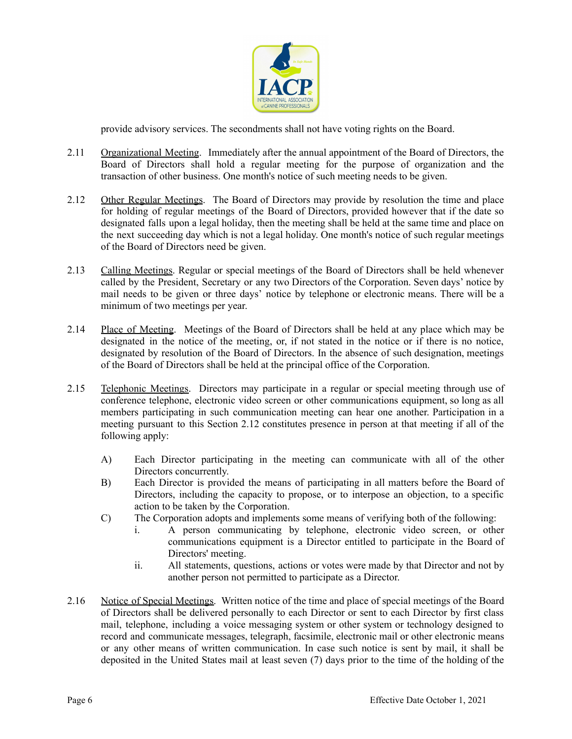provide advisory services. The secondments shall not have voting rights on the Board.

2.11 Organizational Meeting. Immediately after the annual appointment of the Board of Directors, the Board of Directors shall hold a regular meeting for the purpose of organization and the transaction of other business. One month's notice of such meeting needs to be given.

2.12 Other Regular Meetings. The Board of Directors may provide by resolution the time and place for holding of regular meetings of the Board of Directors, provided however that if the date so designated falls upon a legal holiday, then the meeting shall be held at the same time and place on the next succeeding day which is not a legal holiday. One month's notice of such regular meetings of the Board of Directors need be given.

2.13 Calling Meetings. Regular or special meetings of the Board of Directors shall be held whenever called by the President, Secretary or any two Directors of the Corporation. Seven days' notice by mail needs to be given or three days' notice by telephone or electronic means. There will be a minimum of two meetings per year.

2.14 Place of Meeting. Meetings of the Board of Directors shall be held at any place which may be designated in the notice of the meeting, or, if not stated in the notice or if there is no notice, designated by resolution of the Board of Directors. In the absence of such designation, meetings of the Board of Directors shall be held at the principal office of the Corporation.

2.15 Telephonic Meetings. Directors may participate in a regular or special meeting through use of conference telephone, electronic video screen or other communications equipment, so long as all members participating in such communication meeting can hear one another. Participation in a meeting pursuant to this Section 2.12 constitutes presence in person at that meeting if all of the following apply:

A) Each Director participating in the meeting can communicate with all of the other Directors concurrently.

B) Each Director is provided the means of participating in all matters before the Board of Directors, including the capacity to propose, or to interpose an objection, to a specific action to be taken by the Corporation.

C) The Corporation adopts and implements some means of verifying both of the following:

   i. A person communicating by telephone, electronic video screen, or other communications equipment is a Director entitled to participate in the Board of Directors' meeting.

   ii. All statements, questions, actions or votes were made by that Director and not by another person not permitted to participate as a Director.

2.16 Notice of Special Meetings. Written notice of the time and place of special meetings of the Board of Directors shall be delivered personally to each Director or sent to each Director by first class mail, telephone, including a voice messaging system or other system or technology designed to record and communicate messages, telegraph, facsimile, electronic mail or other electronic means or any other means of written communication. In case such notice is sent by mail, it shall be deposited in the United States mail at least seven (7) days prior to the time of the holding of the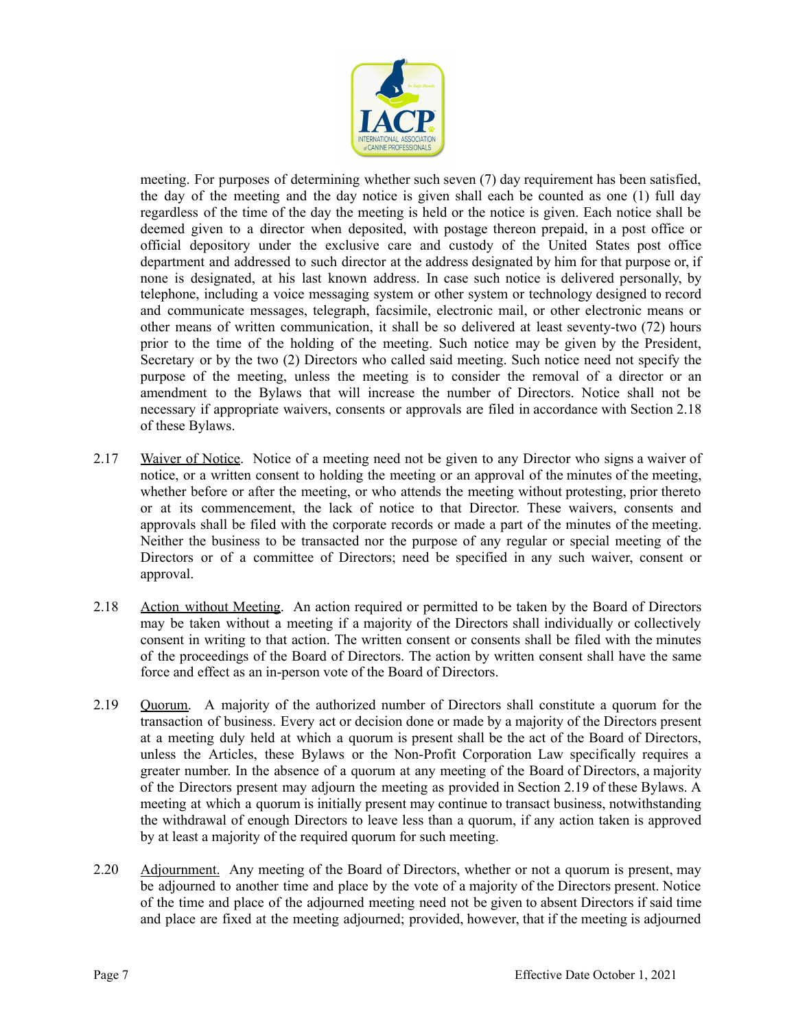meeting. For purposes of determining whether such seven (7) day requirement has been satisfied, the day of the meeting and the day notice is given shall each be counted as one (1) full day regardless of the time of the day the meeting is held or the notice is given. Each notice shall be deemed given to a director when deposited, with postage thereon prepaid, in a post office or official depository under the exclusive care and custody of the United States post office department and addressed to such director at the address designated by him for that purpose or, if none is designated, at his last known address. In case such notice is delivered personally, by telephone, including a voice messaging system or other system or technology designed to record and communicate messages, telegraph, facsimile, electronic mail, or other electronic means or other means of written communication, it shall be so delivered at least seventy-two (72) hours prior to the time of the holding of the meeting. Such notice may be given by the President, Secretary or by the two (2) Directors who called said meeting. Such notice need not specify the purpose of the meeting, unless the meeting is to consider the removal of a director or an amendment to the Bylaws that will increase the number of Directors. Notice shall not be necessary if appropriate waivers, consents or approvals are filed in accordance with Section 2.18 of these Bylaws.

2.17 <u>Waiver of Notice</u>. Notice of a meeting need not be given to any Director who signs a waiver of notice, or a written consent to holding the meeting or an approval of the minutes of the meeting, whether before or after the meeting, or who attends the meeting without protesting, prior thereto or at its commencement, the lack of notice to that Director. These waivers, consents and approvals shall be filed with the corporate records or made a part of the minutes of the meeting. Neither the business to be transacted nor the purpose of any regular or special meeting of the Directors or of a committee of Directors; need be specified in any such waiver, consent or approval.

2.18 <u>Action without Meeting</u>. An action required or permitted to be taken by the Board of Directors may be taken without a meeting if a majority of the Directors shall individually or collectively consent in writing to that action. The written consent or consents shall be filed with the minutes of the proceedings of the Board of Directors. The action by written consent shall have the same force and effect as an in-person vote of the Board of Directors.

2.19 <u>Quorum</u>. A majority of the authorized number of Directors shall constitute a quorum for the transaction of business. Every act or decision done or made by a majority of the Directors present at a meeting duly held at which a quorum is present shall be the act of the Board of Directors, unless the Articles, these Bylaws or the Non-Profit Corporation Law specifically requires a greater number. In the absence of a quorum at any meeting of the Board of Directors, a majority of the Directors present may adjourn the meeting as provided in Section 2.19 of these Bylaws. A meeting at which a quorum is initially present may continue to transact business, notwithstanding the withdrawal of enough Directors to leave less than a quorum, if any action taken is approved by at least a majority of the required quorum for such meeting.

2.20 <u>Adjournment.</u> Any meeting of the Board of Directors, whether or not a quorum is present, may be adjourned to another time and place by the vote of a majority of the Directors present. Notice of the time and place of the adjourned meeting need not be given to absent Directors if said time and place are fixed at the meeting adjourned; provided, however, that if the meeting is adjourned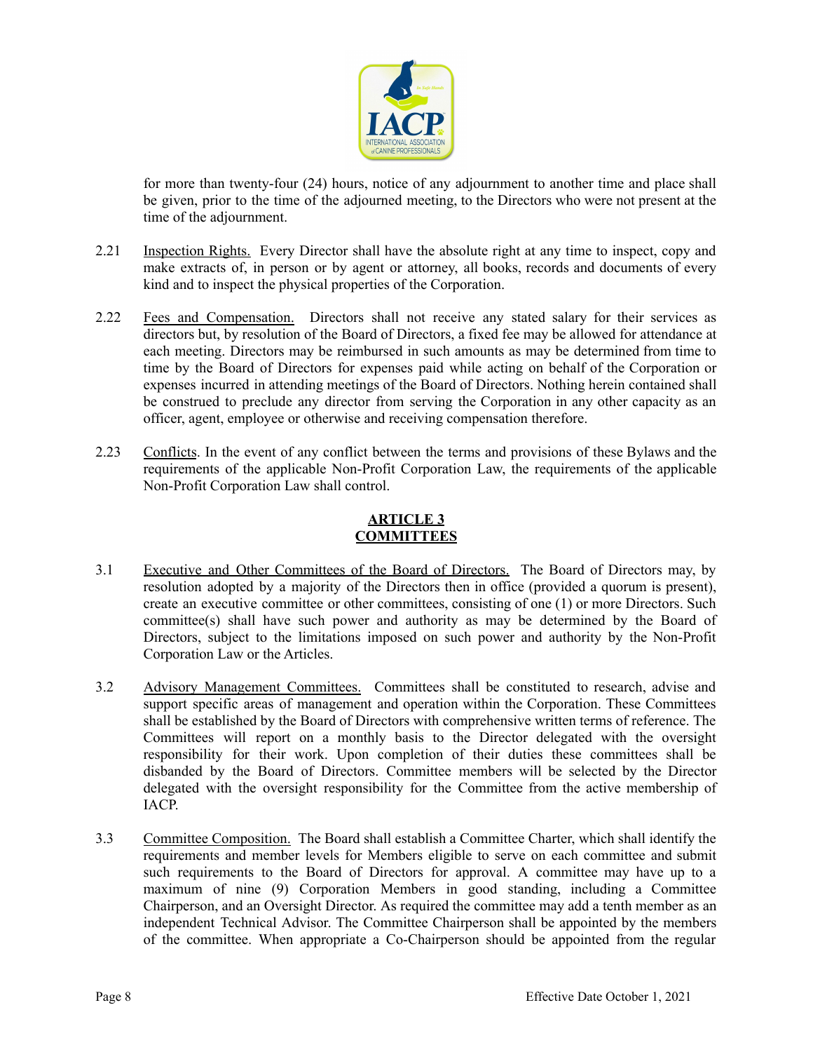for more than twenty-four (24) hours, notice of any adjournment to another time and place shall be given, prior to the time of the adjourned meeting, to the Directors who were not present at the time of the adjournment.

2.21 Inspection Rights. Every Director shall have the absolute right at any time to inspect, copy and make extracts of, in person or by agent or attorney, all books, records and documents of every kind and to inspect the physical properties of the Corporation.

2.22 Fees and Compensation. Directors shall not receive any stated salary for their services as directors but, by resolution of the Board of Directors, a fixed fee may be allowed for attendance at each meeting. Directors may be reimbursed in such amounts as may be determined from time to time by the Board of Directors for expenses paid while acting on behalf of the Corporation or expenses incurred in attending meetings of the Board of Directors. Nothing herein contained shall be construed to preclude any director from serving the Corporation in any other capacity as an officer, agent, employee or otherwise and receiving compensation therefore.

2.23 Conflicts. In the event of any conflict between the terms and provisions of these Bylaws and the requirements of the applicable Non-Profit Corporation Law, the requirements of the applicable Non-Profit Corporation Law shall control.

## ARTICLE 3
## COMMITTEES

3.1 Executive and Other Committees of the Board of Directors. The Board of Directors may, by resolution adopted by a majority of the Directors then in office (provided a quorum is present), create an executive committee or other committees, consisting of one (1) or more Directors. Such committee(s) shall have such power and authority as may be determined by the Board of Directors, subject to the limitations imposed on such power and authority by the Non-Profit Corporation Law or the Articles.

3.2 Advisory Management Committees. Committees shall be constituted to research, advise and support specific areas of management and operation within the Corporation. These Committees shall be established by the Board of Directors with comprehensive written terms of reference. The Committees will report on a monthly basis to the Director delegated with the oversight responsibility for their work. Upon completion of their duties these committees shall be disbanded by the Board of Directors. Committee members will be selected by the Director delegated with the oversight responsibility for the Committee from the active membership of IACP.

3.3 Committee Composition. The Board shall establish a Committee Charter, which shall identify the requirements and member levels for Members eligible to serve on each committee and submit such requirements to the Board of Directors for approval. A committee may have up to a maximum of nine (9) Corporation Members in good standing, including a Committee Chairperson, and an Oversight Director. As required the committee may add a tenth member as an independent Technical Advisor. The Committee Chairperson shall be appointed by the members of the committee. When appropriate a Co-Chairperson should be appointed from the regular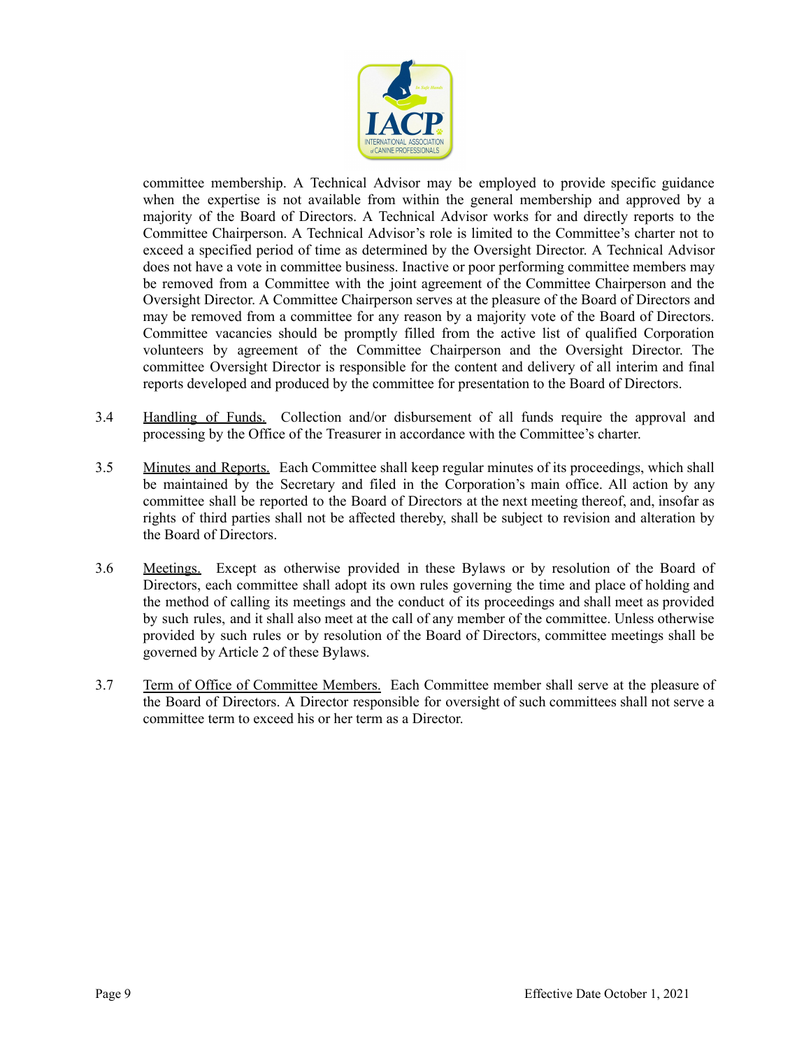committee membership. A Technical Advisor may be employed to provide specific guidance when the expertise is not available from within the general membership and approved by a majority of the Board of Directors. A Technical Advisor works for and directly reports to the Committee Chairperson. A Technical Advisor's role is limited to the Committee's charter not to exceed a specified period of time as determined by the Oversight Director. A Technical Advisor does not have a vote in committee business. Inactive or poor performing committee members may be removed from a Committee with the joint agreement of the Committee Chairperson and the Oversight Director. A Committee Chairperson serves at the pleasure of the Board of Directors and may be removed from a committee for any reason by a majority vote of the Board of Directors. Committee vacancies should be promptly filled from the active list of qualified Corporation volunteers by agreement of the Committee Chairperson and the Oversight Director. The committee Oversight Director is responsible for the content and delivery of all interim and final reports developed and produced by the committee for presentation to the Board of Directors.

3.4 Handling of Funds. Collection and/or disbursement of all funds require the approval and processing by the Office of the Treasurer in accordance with the Committee's charter.

3.5 Minutes and Reports. Each Committee shall keep regular minutes of its proceedings, which shall be maintained by the Secretary and filed in the Corporation's main office. All action by any committee shall be reported to the Board of Directors at the next meeting thereof, and, insofar as rights of third parties shall not be affected thereby, shall be subject to revision and alteration by the Board of Directors.

3.6 Meetings. Except as otherwise provided in these Bylaws or by resolution of the Board of Directors, each committee shall adopt its own rules governing the time and place of holding and the method of calling its meetings and the conduct of its proceedings and shall meet as provided by such rules, and it shall also meet at the call of any member of the committee. Unless otherwise provided by such rules or by resolution of the Board of Directors, committee meetings shall be governed by Article 2 of these Bylaws.

3.7 Term of Office of Committee Members. Each Committee member shall serve at the pleasure of the Board of Directors. A Director responsible for oversight of such committees shall not serve a committee term to exceed his or her term as a Director.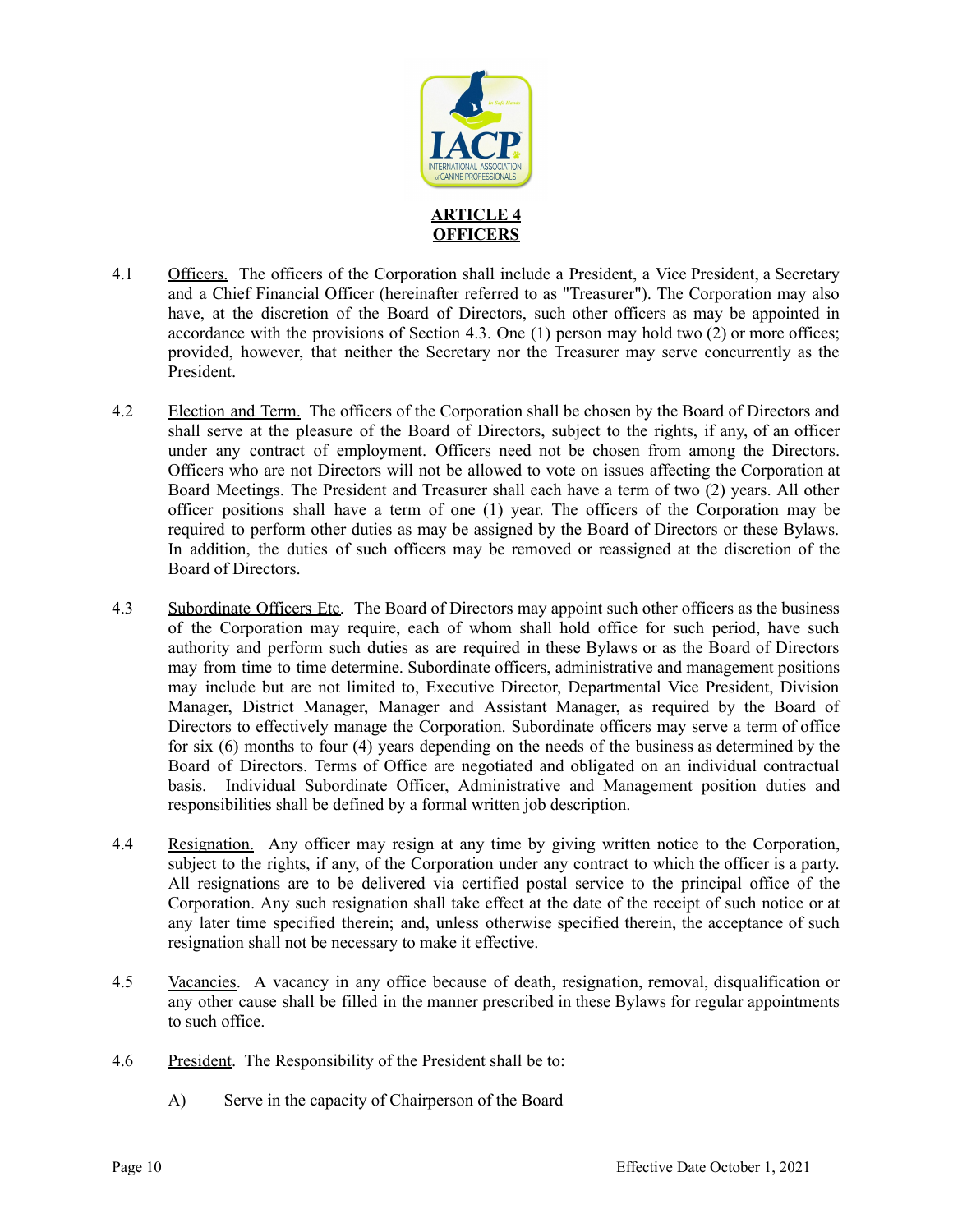# ARTICLE 4
# OFFICERS

4.1 Officers. The officers of the Corporation shall include a President, a Vice President, a Secretary and a Chief Financial Officer (hereinafter referred to as "Treasurer"). The Corporation may also have, at the discretion of the Board of Directors, such other officers as may be appointed in accordance with the provisions of Section 4.3. One (1) person may hold two (2) or more offices; provided, however, that neither the Secretary nor the Treasurer may serve concurrently as the President.

4.2 Election and Term. The officers of the Corporation shall be chosen by the Board of Directors and shall serve at the pleasure of the Board of Directors, subject to the rights, if any, of an officer under any contract of employment. Officers need not be chosen from among the Directors. Officers who are not Directors will not be allowed to vote on issues affecting the Corporation at Board Meetings. The President and Treasurer shall each have a term of two (2) years. All other officer positions shall have a term of one (1) year. The officers of the Corporation may be required to perform other duties as may be assigned by the Board of Directors or these Bylaws. In addition, the duties of such officers may be removed or reassigned at the discretion of the Board of Directors.

4.3 Subordinate Officers Etc. The Board of Directors may appoint such other officers as the business of the Corporation may require, each of whom shall hold office for such period, have such authority and perform such duties as are required in these Bylaws or as the Board of Directors may from time to time determine. Subordinate officers, administrative and management positions may include but are not limited to, Executive Director, Departmental Vice President, Division Manager, District Manager, Manager and Assistant Manager, as required by the Board of Directors to effectively manage the Corporation. Subordinate officers may serve a term of office for six (6) months to four (4) years depending on the needs of the business as determined by the Board of Directors. Terms of Office are negotiated and obligated on an individual contractual basis. Individual Subordinate Officer, Administrative and Management position duties and responsibilities shall be defined by a formal written job description.

4.4 Resignation. Any officer may resign at any time by giving written notice to the Corporation, subject to the rights, if any, of the Corporation under any contract to which the officer is a party. All resignations are to be delivered via certified postal service to the principal office of the Corporation. Any such resignation shall take effect at the date of the receipt of such notice or at any later time specified therein; and, unless otherwise specified therein, the acceptance of such resignation shall not be necessary to make it effective.

4.5 Vacancies. A vacancy in any office because of death, resignation, removal, disqualification or any other cause shall be filled in the manner prescribed in these Bylaws for regular appointments to such office.

4.6 President. The Responsibility of the President shall be to:

A) Serve in the capacity of Chairperson of the Board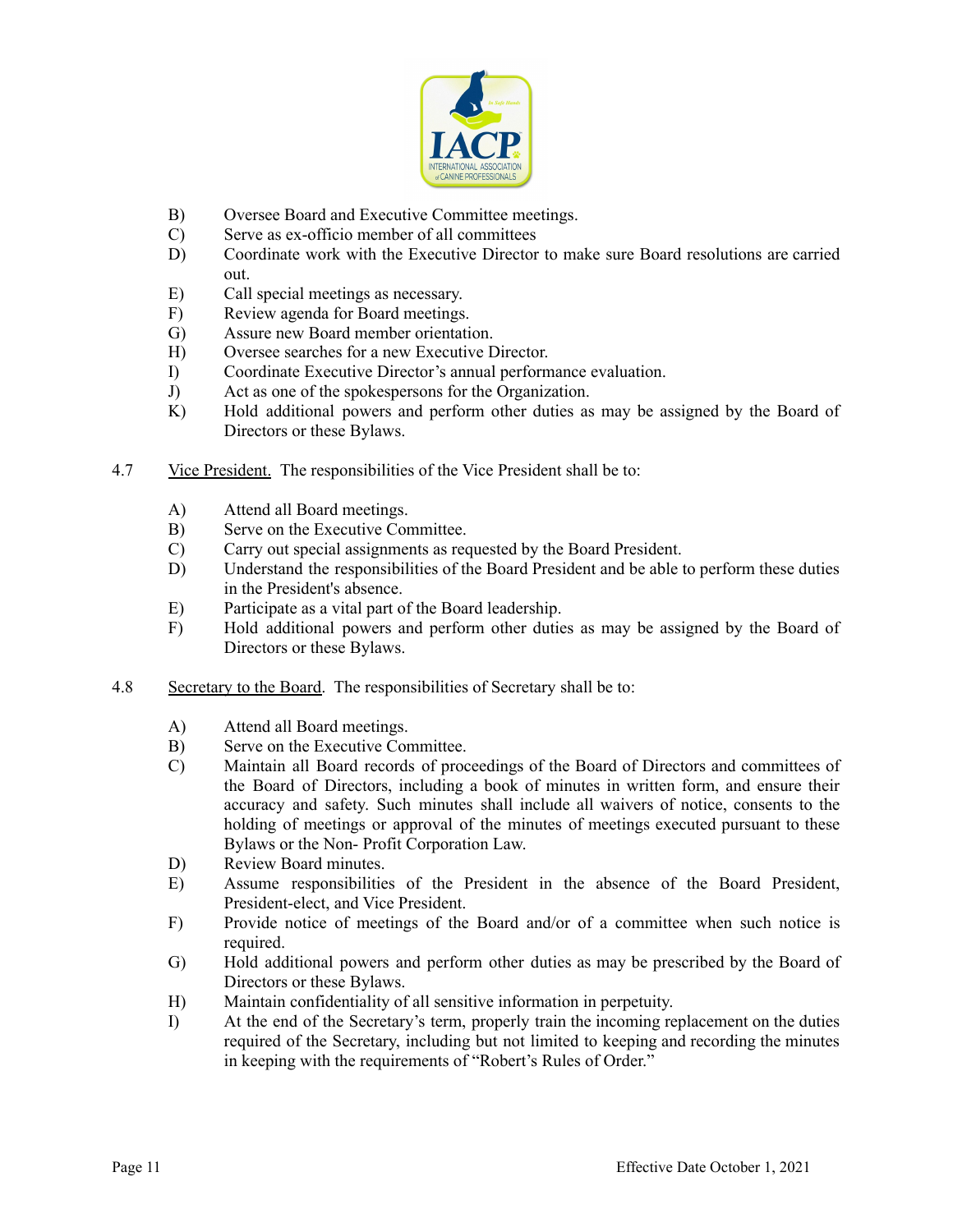B) Oversee Board and Executive Committee meetings.
C) Serve as ex-officio member of all committees
D) Coordinate work with the Executive Director to make sure Board resolutions are carried out.
E) Call special meetings as necessary.
F) Review agenda for Board meetings.
G) Assure new Board member orientation.
H) Oversee searches for a new Executive Director.
I) Coordinate Executive Director's annual performance evaluation.
J) Act as one of the spokespersons for the Organization.
K) Hold additional powers and perform other duties as may be assigned by the Board of Directors or these Bylaws.

4.7 Vice President. The responsibilities of the Vice President shall be to:

A) Attend all Board meetings.
B) Serve on the Executive Committee.
C) Carry out special assignments as requested by the Board President.
D) Understand the responsibilities of the Board President and be able to perform these duties in the President's absence.
E) Participate as a vital part of the Board leadership.
F) Hold additional powers and perform other duties as may be assigned by the Board of Directors or these Bylaws.

4.8 Secretary to the Board. The responsibilities of Secretary shall be to:

A) Attend all Board meetings.
B) Serve on the Executive Committee.
C) Maintain all Board records of proceedings of the Board of Directors and committees of the Board of Directors, including a book of minutes in written form, and ensure their accuracy and safety. Such minutes shall include all waivers of notice, consents to the holding of meetings or approval of the minutes of meetings executed pursuant to these Bylaws or the Non- Profit Corporation Law.
D) Review Board minutes.
E) Assume responsibilities of the President in the absence of the Board President, President-elect, and Vice President.
F) Provide notice of meetings of the Board and/or of a committee when such notice is required.
G) Hold additional powers and perform other duties as may be prescribed by the Board of Directors or these Bylaws.
H) Maintain confidentiality of all sensitive information in perpetuity.
I) At the end of the Secretary's term, properly train the incoming replacement on the duties required of the Secretary, including but not limited to keeping and recording the minutes in keeping with the requirements of "Robert's Rules of Order."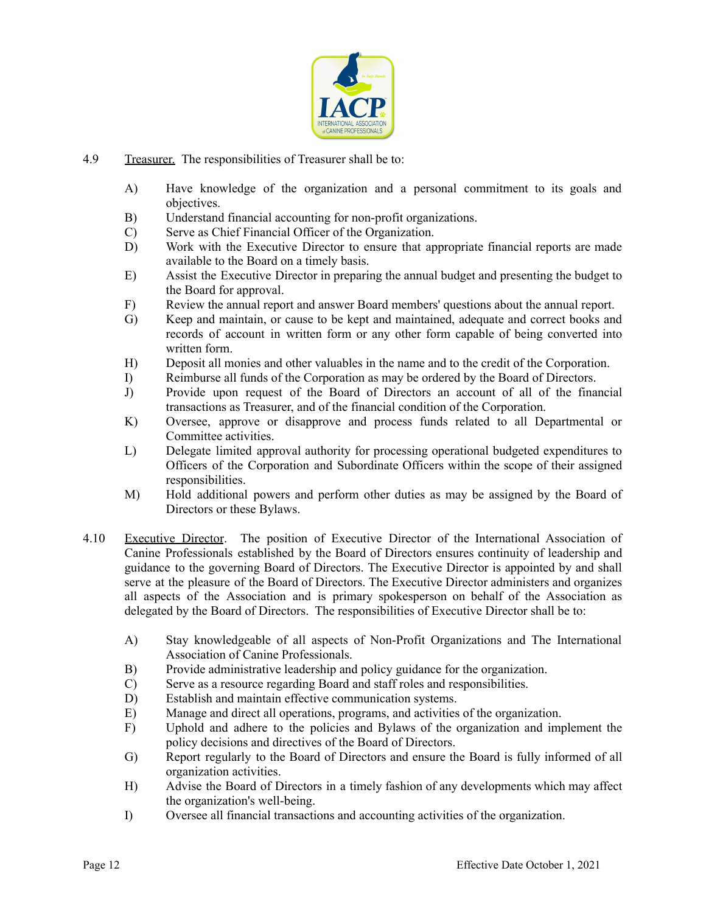4.9 Treasurer. The responsibilities of Treasurer shall be to:

- A) Have knowledge of the organization and a personal commitment to its goals and objectives.
- B) Understand financial accounting for non-profit organizations.
- C) Serve as Chief Financial Officer of the Organization.
- D) Work with the Executive Director to ensure that appropriate financial reports are made available to the Board on a timely basis.
- E) Assist the Executive Director in preparing the annual budget and presenting the budget to the Board for approval.
- F) Review the annual report and answer Board members' questions about the annual report.
- G) Keep and maintain, or cause to be kept and maintained, adequate and correct books and records of account in written form or any other form capable of being converted into written form.
- H) Deposit all monies and other valuables in the name and to the credit of the Corporation.
- I) Reimburse all funds of the Corporation as may be ordered by the Board of Directors.
- J) Provide upon request of the Board of Directors an account of all of the financial transactions as Treasurer, and of the financial condition of the Corporation.
- K) Oversee, approve or disapprove and process funds related to all Departmental or Committee activities.
- L) Delegate limited approval authority for processing operational budgeted expenditures to Officers of the Corporation and Subordinate Officers within the scope of their assigned responsibilities.
- M) Hold additional powers and perform other duties as may be assigned by the Board of Directors or these Bylaws.

4.10 Executive Director. The position of Executive Director of the International Association of Canine Professionals established by the Board of Directors ensures continuity of leadership and guidance to the governing Board of Directors. The Executive Director is appointed by and shall serve at the pleasure of the Board of Directors. The Executive Director administers and organizes all aspects of the Association and is primary spokesperson on behalf of the Association as delegated by the Board of Directors. The responsibilities of Executive Director shall be to:

- A) Stay knowledgeable of all aspects of Non-Profit Organizations and The International Association of Canine Professionals.
- B) Provide administrative leadership and policy guidance for the organization.
- C) Serve as a resource regarding Board and staff roles and responsibilities.
- D) Establish and maintain effective communication systems.
- E) Manage and direct all operations, programs, and activities of the organization.
- F) Uphold and adhere to the policies and Bylaws of the organization and implement the policy decisions and directives of the Board of Directors.
- G) Report regularly to the Board of Directors and ensure the Board is fully informed of all organization activities.
- H) Advise the Board of Directors in a timely fashion of any developments which may affect the organization's well-being.
- I) Oversee all financial transactions and accounting activities of the organization.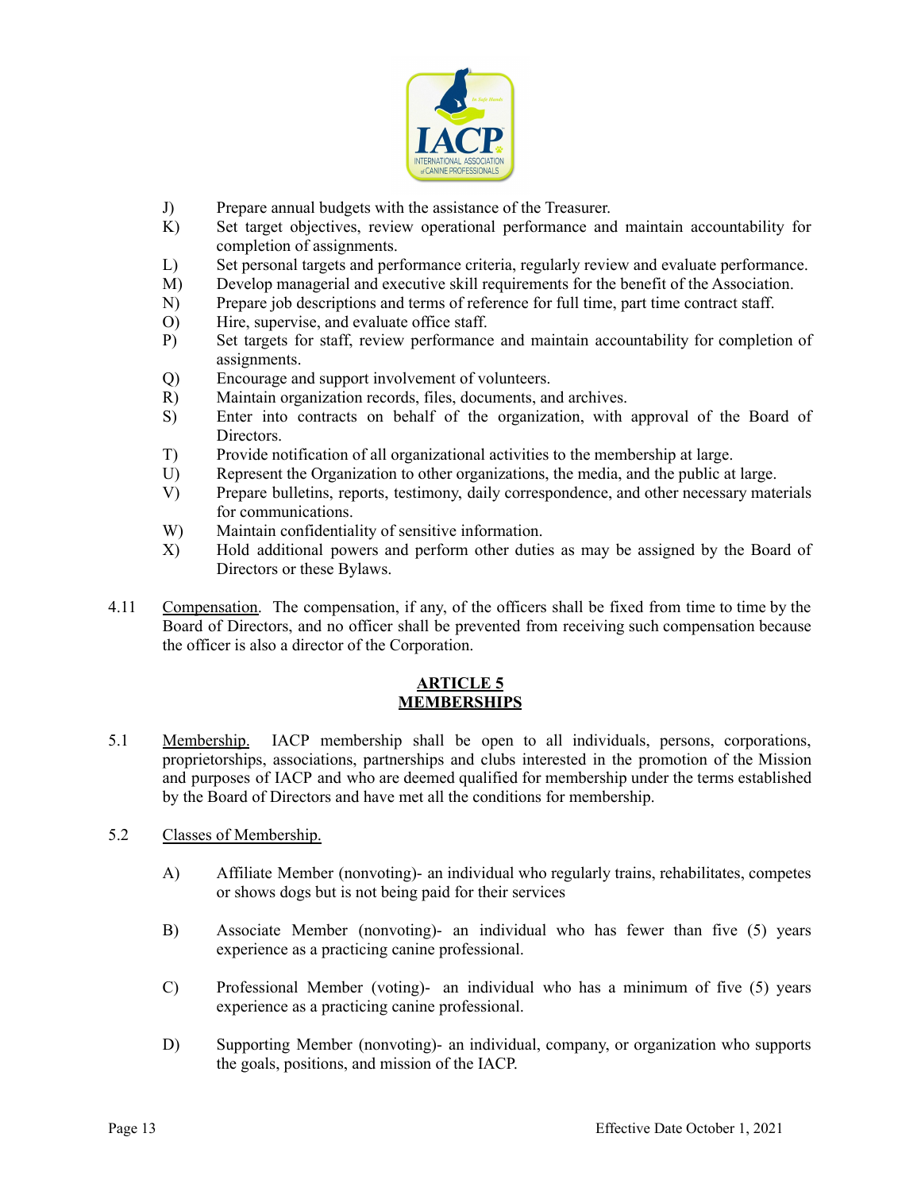J) Prepare annual budgets with the assistance of the Treasurer.
K) Set target objectives, review operational performance and maintain accountability for completion of assignments.
L) Set personal targets and performance criteria, regularly review and evaluate performance.
M) Develop managerial and executive skill requirements for the benefit of the Association.
N) Prepare job descriptions and terms of reference for full time, part time contract staff.
O) Hire, supervise, and evaluate office staff.
P) Set targets for staff, review performance and maintain accountability for completion of assignments.
Q) Encourage and support involvement of volunteers.
R) Maintain organization records, files, documents, and archives.
S) Enter into contracts on behalf of the organization, with approval of the Board of Directors.
T) Provide notification of all organizational activities to the membership at large.
U) Represent the Organization to other organizations, the media, and the public at large.
V) Prepare bulletins, reports, testimony, daily correspondence, and other necessary materials for communications.
W) Maintain confidentiality of sensitive information.
X) Hold additional powers and perform other duties as may be assigned by the Board of Directors or these Bylaws.

4.11 Compensation. The compensation, if any, of the officers shall be fixed from time to time by the Board of Directors, and no officer shall be prevented from receiving such compensation because the officer is also a director of the Corporation.

## ARTICLE 5
## MEMBERSHIPS

5.1 Membership. IACP membership shall be open to all individuals, persons, corporations, proprietorships, associations, partnerships and clubs interested in the promotion of the Mission and purposes of IACP and who are deemed qualified for membership under the terms established by the Board of Directors and have met all the conditions for membership.

5.2 Classes of Membership.

A) Affiliate Member (nonvoting)- an individual who regularly trains, rehabilitates, competes or shows dogs but is not being paid for their services

B) Associate Member (nonvoting)- an individual who has fewer than five (5) years experience as a practicing canine professional.

C) Professional Member (voting)- an individual who has a minimum of five (5) years experience as a practicing canine professional.

D) Supporting Member (nonvoting)- an individual, company, or organization who supports the goals, positions, and mission of the IACP.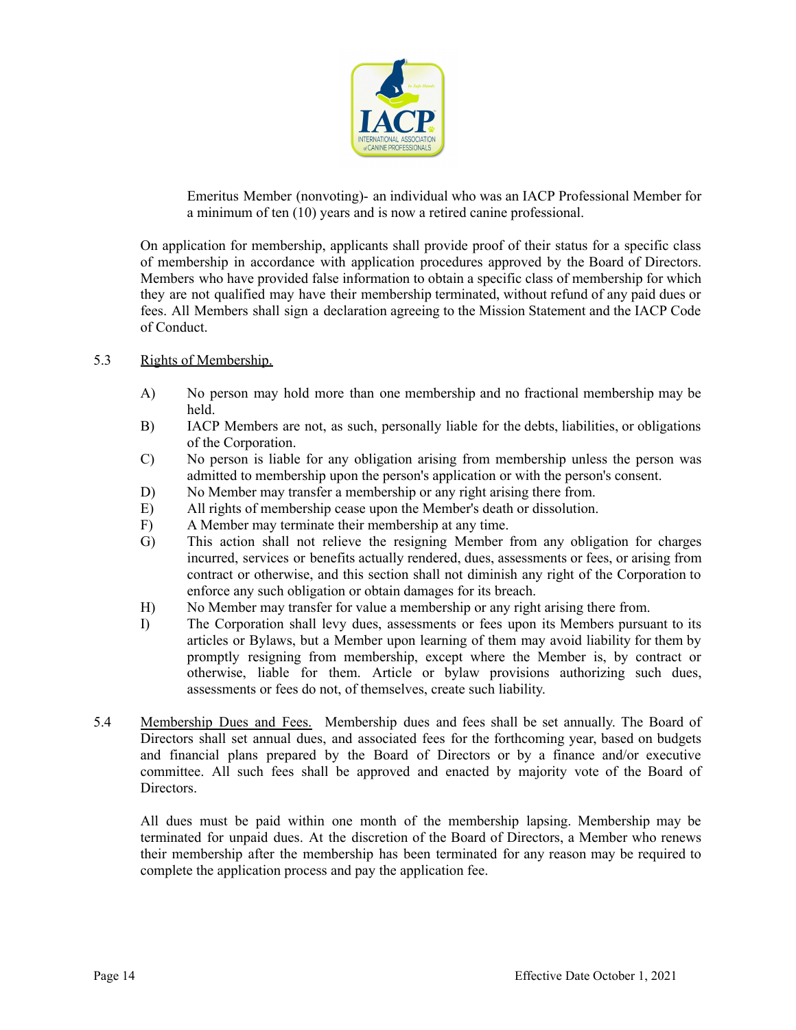Emeritus Member (nonvoting)- an individual who was an IACP Professional Member for a minimum of ten (10) years and is now a retired canine professional.

On application for membership, applicants shall provide proof of their status for a specific class of membership in accordance with application procedures approved by the Board of Directors. Members who have provided false information to obtain a specific class of membership for which they are not qualified may have their membership terminated, without refund of any paid dues or fees. All Members shall sign a declaration agreeing to the Mission Statement and the IACP Code of Conduct.

5.3 Rights of Membership.

A) No person may hold more than one membership and no fractional membership may be held.

B) IACP Members are not, as such, personally liable for the debts, liabilities, or obligations of the Corporation.

C) No person is liable for any obligation arising from membership unless the person was admitted to membership upon the person's application or with the person's consent.

D) No Member may transfer a membership or any right arising there from.

E) All rights of membership cease upon the Member's death or dissolution.

F) A Member may terminate their membership at any time.

G) This action shall not relieve the resigning Member from any obligation for charges incurred, services or benefits actually rendered, dues, assessments or fees, or arising from contract or otherwise, and this section shall not diminish any right of the Corporation to enforce any such obligation or obtain damages for its breach.

H) No Member may transfer for value a membership or any right arising there from.

I) The Corporation shall levy dues, assessments or fees upon its Members pursuant to its articles or Bylaws, but a Member upon learning of them may avoid liability for them by promptly resigning from membership, except where the Member is, by contract or otherwise, liable for them. Article or bylaw provisions authorizing such dues, assessments or fees do not, of themselves, create such liability.

5.4 Membership Dues and Fees. Membership dues and fees shall be set annually. The Board of Directors shall set annual dues, and associated fees for the forthcoming year, based on budgets and financial plans prepared by the Board of Directors or by a finance and/or executive committee. All such fees shall be approved and enacted by majority vote of the Board of Directors.

All dues must be paid within one month of the membership lapsing. Membership may be terminated for unpaid dues. At the discretion of the Board of Directors, a Member who renews their membership after the membership has been terminated for any reason may be required to complete the application process and pay the application fee.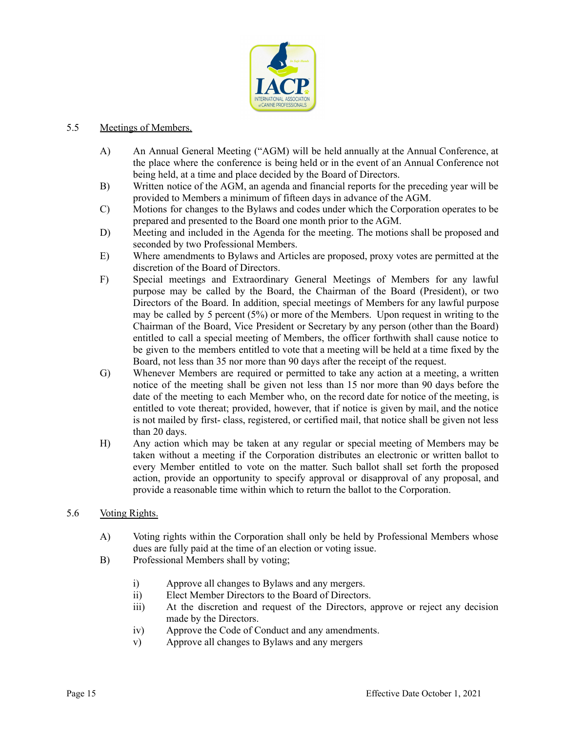5.5 Meetings of Members.

A) An Annual General Meeting ("AGM) will be held annually at the Annual Conference, at the place where the conference is being held or in the event of an Annual Conference not being held, at a time and place decided by the Board of Directors.

B) Written notice of the AGM, an agenda and financial reports for the preceding year will be provided to Members a minimum of fifteen days in advance of the AGM.

C) Motions for changes to the Bylaws and codes under which the Corporation operates to be prepared and presented to the Board one month prior to the AGM.

D) Meeting and included in the Agenda for the meeting. The motions shall be proposed and seconded by two Professional Members.

E) Where amendments to Bylaws and Articles are proposed, proxy votes are permitted at the discretion of the Board of Directors.

F) Special meetings and Extraordinary General Meetings of Members for any lawful purpose may be called by the Board, the Chairman of the Board (President), or two Directors of the Board. In addition, special meetings of Members for any lawful purpose may be called by 5 percent (5%) or more of the Members. Upon request in writing to the Chairman of the Board, Vice President or Secretary by any person (other than the Board) entitled to call a special meeting of Members, the officer forthwith shall cause notice to be given to the members entitled to vote that a meeting will be held at a time fixed by the Board, not less than 35 nor more than 90 days after the receipt of the request.

G) Whenever Members are required or permitted to take any action at a meeting, a written notice of the meeting shall be given not less than 15 nor more than 90 days before the date of the meeting to each Member who, on the record date for notice of the meeting, is entitled to vote thereat; provided, however, that if notice is given by mail, and the notice is not mailed by first- class, registered, or certified mail, that notice shall be given not less than 20 days.

H) Any action which may be taken at any regular or special meeting of Members may be taken without a meeting if the Corporation distributes an electronic or written ballot to every Member entitled to vote on the matter. Such ballot shall set forth the proposed action, provide an opportunity to specify approval or disapproval of any proposal, and provide a reasonable time within which to return the ballot to the Corporation.

5.6 Voting Rights.

A) Voting rights within the Corporation shall only be held by Professional Members whose dues are fully paid at the time of an election or voting issue.

B) Professional Members shall by voting;

   i) Approve all changes to Bylaws and any mergers.
   ii) Elect Member Directors to the Board of Directors.
   iii) At the discretion and request of the Directors, approve or reject any decision made by the Directors.
   iv) Approve the Code of Conduct and any amendments.
   v) Approve all changes to Bylaws and any mergers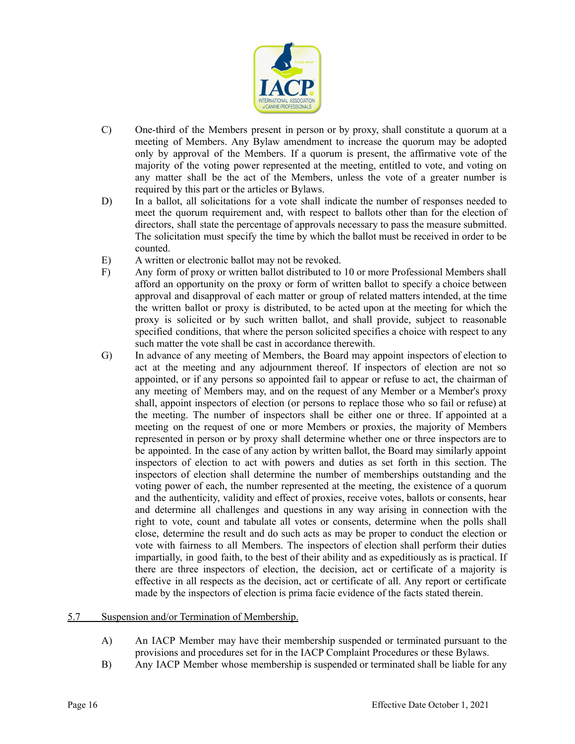C) One-third of the Members present in person or by proxy, shall constitute a quorum at a meeting of Members. Any Bylaw amendment to increase the quorum may be adopted only by approval of the Members. If a quorum is present, the affirmative vote of the majority of the voting power represented at the meeting, entitled to vote, and voting on any matter shall be the act of the Members, unless the vote of a greater number is required by this part or the articles or Bylaws.

D) In a ballot, all solicitations for a vote shall indicate the number of responses needed to meet the quorum requirement and, with respect to ballots other than for the election of directors, shall state the percentage of approvals necessary to pass the measure submitted. The solicitation must specify the time by which the ballot must be received in order to be counted.

E) A written or electronic ballot may not be revoked.

F) Any form of proxy or written ballot distributed to 10 or more Professional Members shall afford an opportunity on the proxy or form of written ballot to specify a choice between approval and disapproval of each matter or group of related matters intended, at the time the written ballot or proxy is distributed, to be acted upon at the meeting for which the proxy is solicited or by such written ballot, and shall provide, subject to reasonable specified conditions, that where the person solicited specifies a choice with respect to any such matter the vote shall be cast in accordance therewith.

G) In advance of any meeting of Members, the Board may appoint inspectors of election to act at the meeting and any adjournment thereof. If inspectors of election are not so appointed, or if any persons so appointed fail to appear or refuse to act, the chairman of any meeting of Members may, and on the request of any Member or a Member's proxy shall, appoint inspectors of election (or persons to replace those who so fail or refuse) at the meeting. The number of inspectors shall be either one or three. If appointed at a meeting on the request of one or more Members or proxies, the majority of Members represented in person or by proxy shall determine whether one or three inspectors are to be appointed. In the case of any action by written ballot, the Board may similarly appoint inspectors of election to act with powers and duties as set forth in this section. The inspectors of election shall determine the number of memberships outstanding and the voting power of each, the number represented at the meeting, the existence of a quorum and the authenticity, validity and effect of proxies, receive votes, ballots or consents, hear and determine all challenges and questions in any way arising in connection with the right to vote, count and tabulate all votes or consents, determine when the polls shall close, determine the result and do such acts as may be proper to conduct the election or vote with fairness to all Members. The inspectors of election shall perform their duties impartially, in good faith, to the best of their ability and as expeditiously as is practical. If there are three inspectors of election, the decision, act or certificate of a majority is effective in all respects as the decision, act or certificate of all. Any report or certificate made by the inspectors of election is prima facie evidence of the facts stated therein.

<u>5.7 Suspension and/or Termination of Membership.</u>

A) An IACP Member may have their membership suspended or terminated pursuant to the provisions and procedures set for in the IACP Complaint Procedures or these Bylaws.

B) Any IACP Member whose membership is suspended or terminated shall be liable for any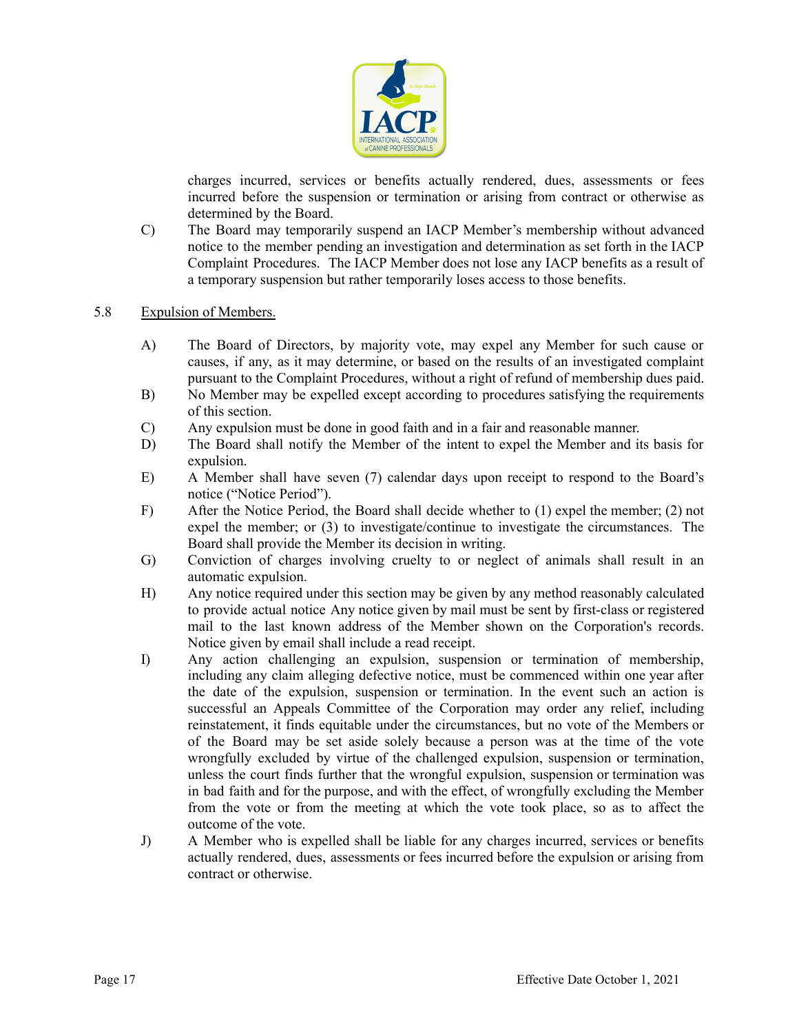charges incurred, services or benefits actually rendered, dues, assessments or fees incurred before the suspension or termination or arising from contract or otherwise as determined by the Board.

C) The Board may temporarily suspend an IACP Member's membership without advanced notice to the member pending an investigation and determination as set forth in the IACP Complaint Procedures. The IACP Member does not lose any IACP benefits as a result of a temporary suspension but rather temporarily loses access to those benefits.

5.8 Expulsion of Members.

A) The Board of Directors, by majority vote, may expel any Member for such cause or causes, if any, as it may determine, or based on the results of an investigated complaint pursuant to the Complaint Procedures, without a right of refund of membership dues paid.

B) No Member may be expelled except according to procedures satisfying the requirements of this section.

C) Any expulsion must be done in good faith and in a fair and reasonable manner.

D) The Board shall notify the Member of the intent to expel the Member and its basis for expulsion.

E) A Member shall have seven (7) calendar days upon receipt to respond to the Board's notice ("Notice Period").

F) After the Notice Period, the Board shall decide whether to (1) expel the member; (2) not expel the member; or (3) to investigate/continue to investigate the circumstances. The Board shall provide the Member its decision in writing.

G) Conviction of charges involving cruelty to or neglect of animals shall result in an automatic expulsion.

H) Any notice required under this section may be given by any method reasonably calculated to provide actual notice Any notice given by mail must be sent by first-class or registered mail to the last known address of the Member shown on the Corporation's records. Notice given by email shall include a read receipt.

I) Any action challenging an expulsion, suspension or termination of membership, including any claim alleging defective notice, must be commenced within one year after the date of the expulsion, suspension or termination. In the event such an action is successful an Appeals Committee of the Corporation may order any relief, including reinstatement, it finds equitable under the circumstances, but no vote of the Members or of the Board may be set aside solely because a person was at the time of the vote wrongfully excluded by virtue of the challenged expulsion, suspension or termination, unless the court finds further that the wrongful expulsion, suspension or termination was in bad faith and for the purpose, and with the effect, of wrongfully excluding the Member from the vote or from the meeting at which the vote took place, so as to affect the outcome of the vote.

J) A Member who is expelled shall be liable for any charges incurred, services or benefits actually rendered, dues, assessments or fees incurred before the expulsion or arising from contract or otherwise.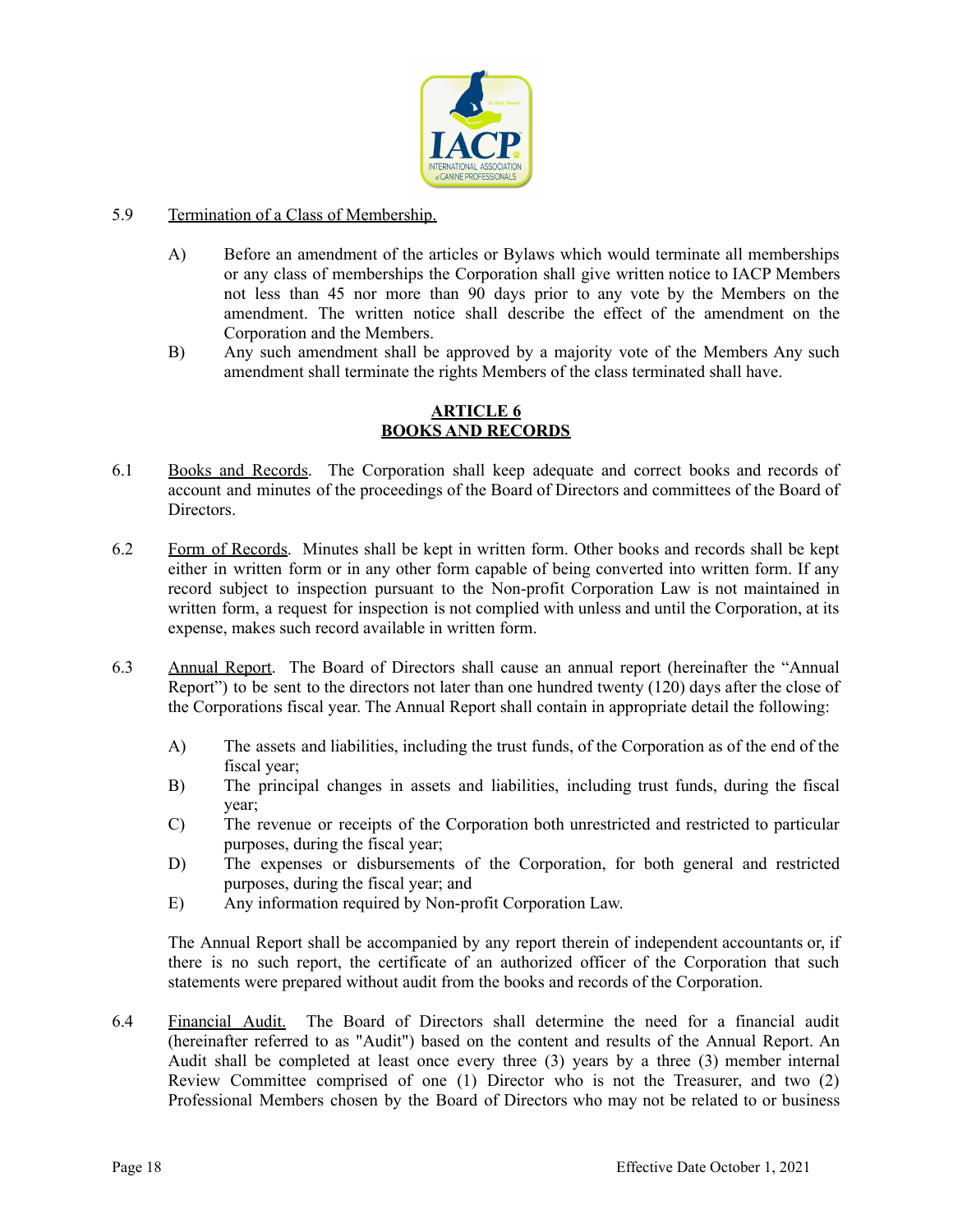5.9 Termination of a Class of Membership.

A) Before an amendment of the articles or Bylaws which would terminate all memberships or any class of memberships the Corporation shall give written notice to IACP Members not less than 45 nor more than 90 days prior to any vote by the Members on the amendment. The written notice shall describe the effect of the amendment on the Corporation and the Members.

B) Any such amendment shall be approved by a majority vote of the Members Any such amendment shall terminate the rights Members of the class terminated shall have.

## ARTICLE 6
## BOOKS AND RECORDS

6.1 Books and Records. The Corporation shall keep adequate and correct books and records of account and minutes of the proceedings of the Board of Directors and committees of the Board of Directors.

6.2 Form of Records. Minutes shall be kept in written form. Other books and records shall be kept either in written form or in any other form capable of being converted into written form. If any record subject to inspection pursuant to the Non-profit Corporation Law is not maintained in written form, a request for inspection is not complied with unless and until the Corporation, at its expense, makes such record available in written form.

6.3 Annual Report. The Board of Directors shall cause an annual report (hereinafter the "Annual Report") to be sent to the directors not later than one hundred twenty (120) days after the close of the Corporations fiscal year. The Annual Report shall contain in appropriate detail the following:

A) The assets and liabilities, including the trust funds, of the Corporation as of the end of the fiscal year;

B) The principal changes in assets and liabilities, including trust funds, during the fiscal year;

C) The revenue or receipts of the Corporation both unrestricted and restricted to particular purposes, during the fiscal year;

D) The expenses or disbursements of the Corporation, for both general and restricted purposes, during the fiscal year; and

E) Any information required by Non-profit Corporation Law.

The Annual Report shall be accompanied by any report therein of independent accountants or, if there is no such report, the certificate of an authorized officer of the Corporation that such statements were prepared without audit from the books and records of the Corporation.

6.4 Financial Audit. The Board of Directors shall determine the need for a financial audit (hereinafter referred to as "Audit") based on the content and results of the Annual Report. An Audit shall be completed at least once every three (3) years by a three (3) member internal Review Committee comprised of one (1) Director who is not the Treasurer, and two (2) Professional Members chosen by the Board of Directors who may not be related to or business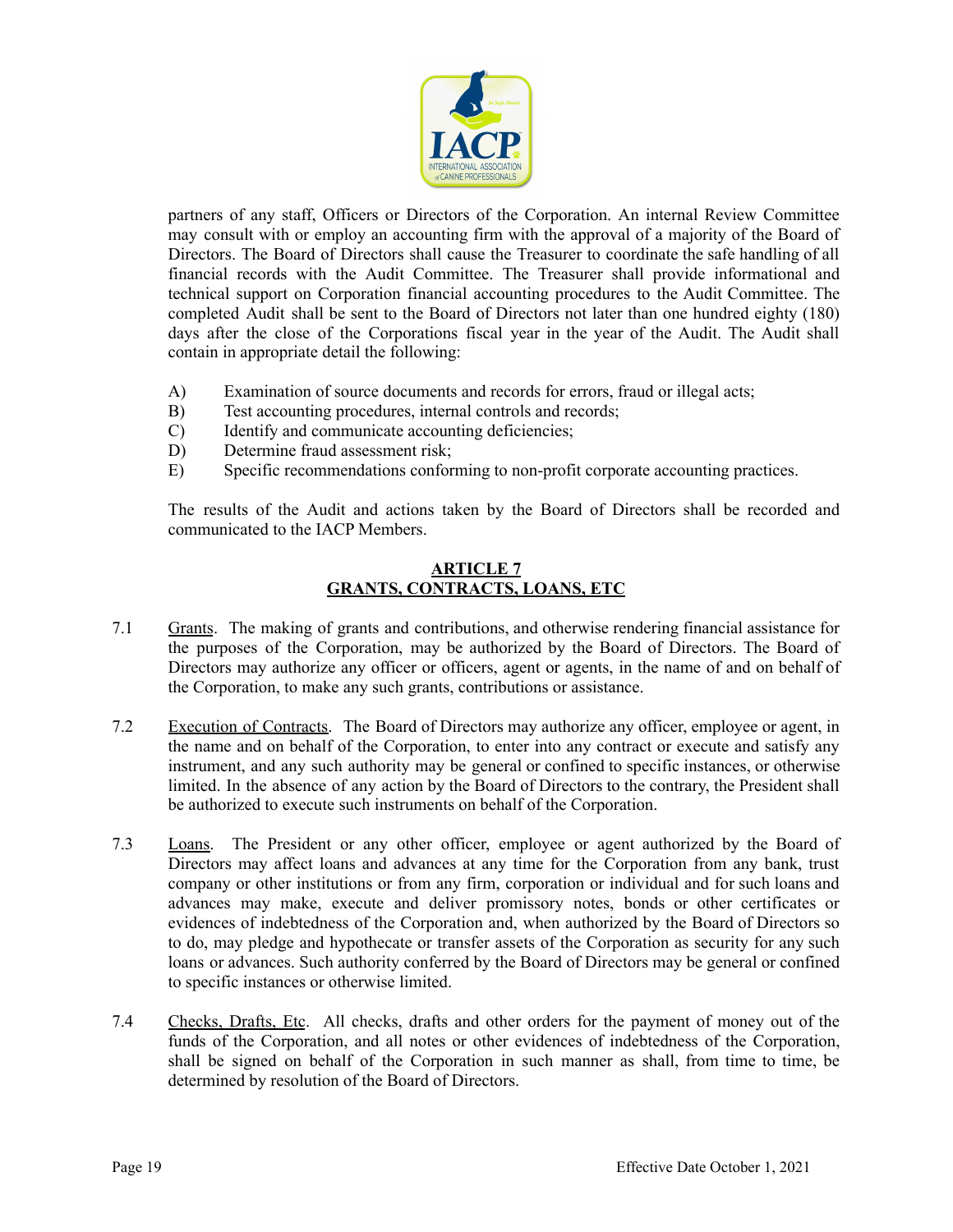partners of any staff, Officers or Directors of the Corporation. An internal Review Committee may consult with or employ an accounting firm with the approval of a majority of the Board of Directors. The Board of Directors shall cause the Treasurer to coordinate the safe handling of all financial records with the Audit Committee. The Treasurer shall provide informational and technical support on Corporation financial accounting procedures to the Audit Committee. The completed Audit shall be sent to the Board of Directors not later than one hundred eighty (180) days after the close of the Corporations fiscal year in the year of the Audit. The Audit shall contain in appropriate detail the following:

A) Examination of source documents and records for errors, fraud or illegal acts;
B) Test accounting procedures, internal controls and records;
C) Identify and communicate accounting deficiencies;
D) Determine fraud assessment risk;
E) Specific recommendations conforming to non-profit corporate accounting practices.

The results of the Audit and actions taken by the Board of Directors shall be recorded and communicated to the IACP Members.

## ARTICLE 7
## GRANTS, CONTRACTS, LOANS, ETC

7.1 Grants. The making of grants and contributions, and otherwise rendering financial assistance for the purposes of the Corporation, may be authorized by the Board of Directors. The Board of Directors may authorize any officer or officers, agent or agents, in the name of and on behalf of the Corporation, to make any such grants, contributions or assistance.

7.2 Execution of Contracts. The Board of Directors may authorize any officer, employee or agent, in the name and on behalf of the Corporation, to enter into any contract or execute and satisfy any instrument, and any such authority may be general or confined to specific instances, or otherwise limited. In the absence of any action by the Board of Directors to the contrary, the President shall be authorized to execute such instruments on behalf of the Corporation.

7.3 Loans. The President or any other officer, employee or agent authorized by the Board of Directors may affect loans and advances at any time for the Corporation from any bank, trust company or other institutions or from any firm, corporation or individual and for such loans and advances may make, execute and deliver promissory notes, bonds or other certificates or evidences of indebtedness of the Corporation and, when authorized by the Board of Directors so to do, may pledge and hypothecate or transfer assets of the Corporation as security for any such loans or advances. Such authority conferred by the Board of Directors may be general or confined to specific instances or otherwise limited.

7.4 Checks, Drafts, Etc. All checks, drafts and other orders for the payment of money out of the funds of the Corporation, and all notes or other evidences of indebtedness of the Corporation, shall be signed on behalf of the Corporation in such manner as shall, from time to time, be determined by resolution of the Board of Directors.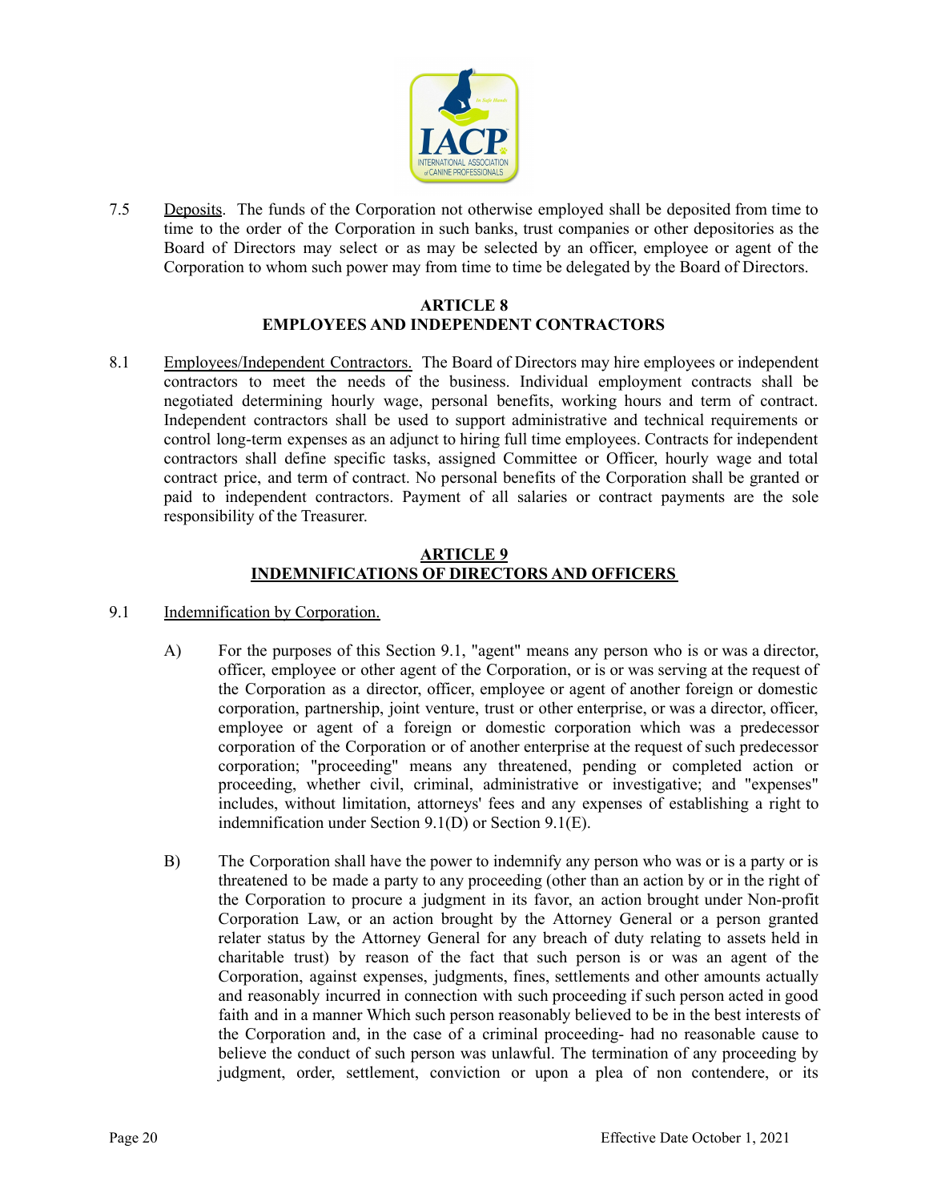7.5 Deposits. The funds of the Corporation not otherwise employed shall be deposited from time to time to the order of the Corporation in such banks, trust companies or other depositories as the Board of Directors may select or as may be selected by an officer, employee or agent of the Corporation to whom such power may from time to time be delegated by the Board of Directors.

## ARTICLE 8
## EMPLOYEES AND INDEPENDENT CONTRACTORS

8.1 Employees/Independent Contractors. The Board of Directors may hire employees or independent contractors to meet the needs of the business. Individual employment contracts shall be negotiated determining hourly wage, personal benefits, working hours and term of contract. Independent contractors shall be used to support administrative and technical requirements or control long-term expenses as an adjunct to hiring full time employees. Contracts for independent contractors shall define specific tasks, assigned Committee or Officer, hourly wage and total contract price, and term of contract. No personal benefits of the Corporation shall be granted or paid to independent contractors. Payment of all salaries or contract payments are the sole responsibility of the Treasurer.

## ARTICLE 9
## INDEMNIFICATIONS OF DIRECTORS AND OFFICERS

9.1 Indemnification by Corporation.

A) For the purposes of this Section 9.1, "agent" means any person who is or was a director, officer, employee or other agent of the Corporation, or is or was serving at the request of the Corporation as a director, officer, employee or agent of another foreign or domestic corporation, partnership, joint venture, trust or other enterprise, or was a director, officer, employee or agent of a foreign or domestic corporation which was a predecessor corporation of the Corporation or of another enterprise at the request of such predecessor corporation; "proceeding" means any threatened, pending or completed action or proceeding, whether civil, criminal, administrative or investigative; and "expenses" includes, without limitation, attorneys' fees and any expenses of establishing a right to indemnification under Section 9.1(D) or Section 9.1(E).

B) The Corporation shall have the power to indemnify any person who was or is a party or is threatened to be made a party to any proceeding (other than an action by or in the right of the Corporation to procure a judgment in its favor, an action brought under Non-profit Corporation Law, or an action brought by the Attorney General or a person granted relater status by the Attorney General for any breach of duty relating to assets held in charitable trust) by reason of the fact that such person is or was an agent of the Corporation, against expenses, judgments, fines, settlements and other amounts actually and reasonably incurred in connection with such proceeding if such person acted in good faith and in a manner Which such person reasonably believed to be in the best interests of the Corporation and, in the case of a criminal proceeding- had no reasonable cause to believe the conduct of such person was unlawful. The termination of any proceeding by judgment, order, settlement, conviction or upon a plea of non contendere, or its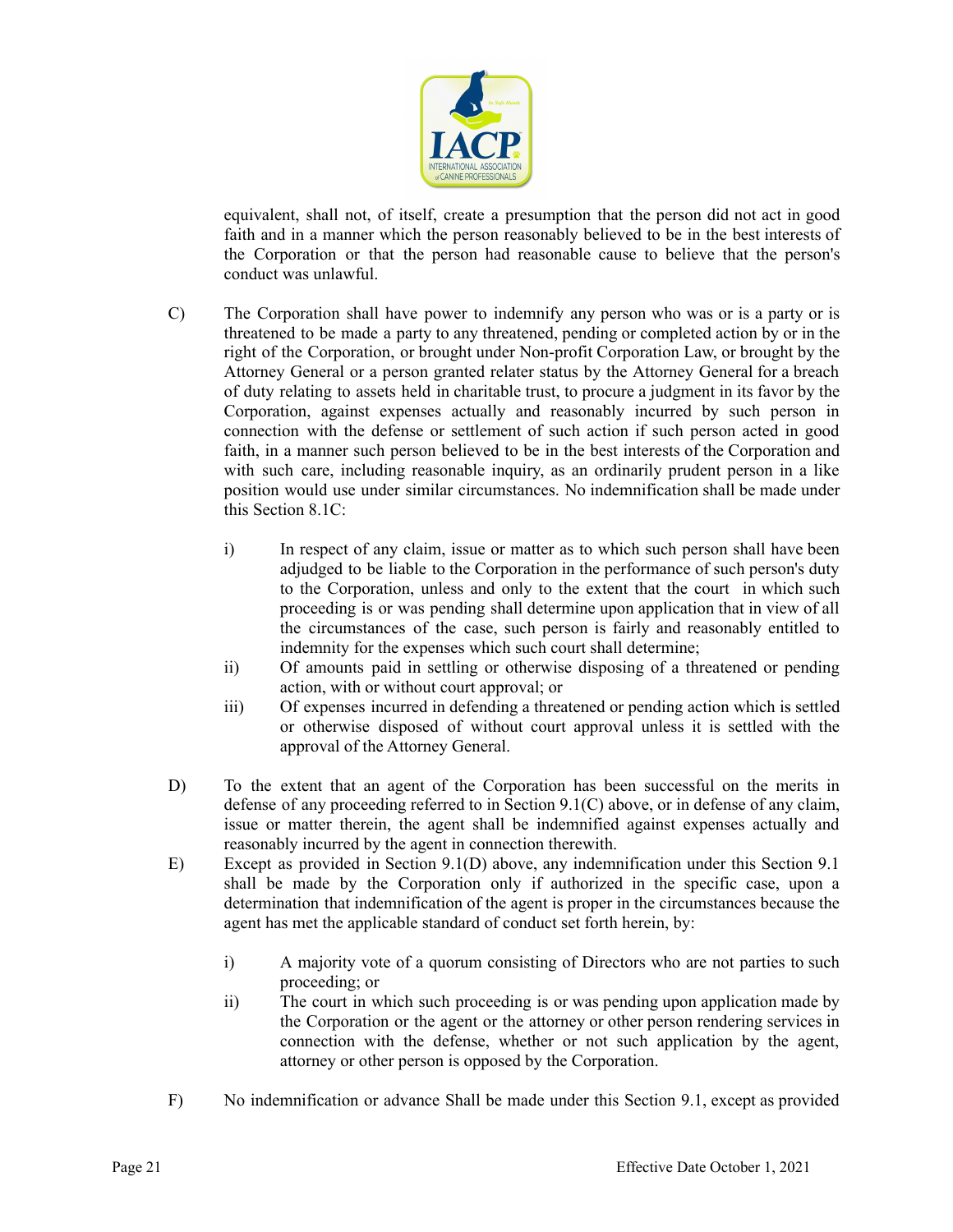equivalent, shall not, of itself, create a presumption that the person did not act in good faith and in a manner which the person reasonably believed to be in the best interests of the Corporation or that the person had reasonable cause to believe that the person's conduct was unlawful.

C) The Corporation shall have power to indemnify any person who was or is a party or is threatened to be made a party to any threatened, pending or completed action by or in the right of the Corporation, or brought under Non-profit Corporation Law, or brought by the Attorney General or a person granted relater status by the Attorney General for a breach of duty relating to assets held in charitable trust, to procure a judgment in its favor by the Corporation, against expenses actually and reasonably incurred by such person in connection with the defense or settlement of such action if such person acted in good faith, in a manner such person believed to be in the best interests of the Corporation and with such care, including reasonable inquiry, as an ordinarily prudent person in a like position would use under similar circumstances. No indemnification shall be made under this Section 8.1C:

   i) In respect of any claim, issue or matter as to which such person shall have been adjudged to be liable to the Corporation in the performance of such person's duty to the Corporation, unless and only to the extent that the court in which such proceeding is or was pending shall determine upon application that in view of all the circumstances of the case, such person is fairly and reasonably entitled to indemnity for the expenses which such court shall determine;

   ii) Of amounts paid in settling or otherwise disposing of a threatened or pending action, with or without court approval; or

   iii) Of expenses incurred in defending a threatened or pending action which is settled or otherwise disposed of without court approval unless it is settled with the approval of the Attorney General.

D) To the extent that an agent of the Corporation has been successful on the merits in defense of any proceeding referred to in Section 9.1(C) above, or in defense of any claim, issue or matter therein, the agent shall be indemnified against expenses actually and reasonably incurred by the agent in connection therewith.

E) Except as provided in Section 9.1(D) above, any indemnification under this Section 9.1 shall be made by the Corporation only if authorized in the specific case, upon a determination that indemnification of the agent is proper in the circumstances because the agent has met the applicable standard of conduct set forth herein, by:

   i) A majority vote of a quorum consisting of Directors who are not parties to such proceeding; or

   ii) The court in which such proceeding is or was pending upon application made by the Corporation or the agent or the attorney or other person rendering services in connection with the defense, whether or not such application by the agent, attorney or other person is opposed by the Corporation.

F) No indemnification or advance Shall be made under this Section 9.1, except as provided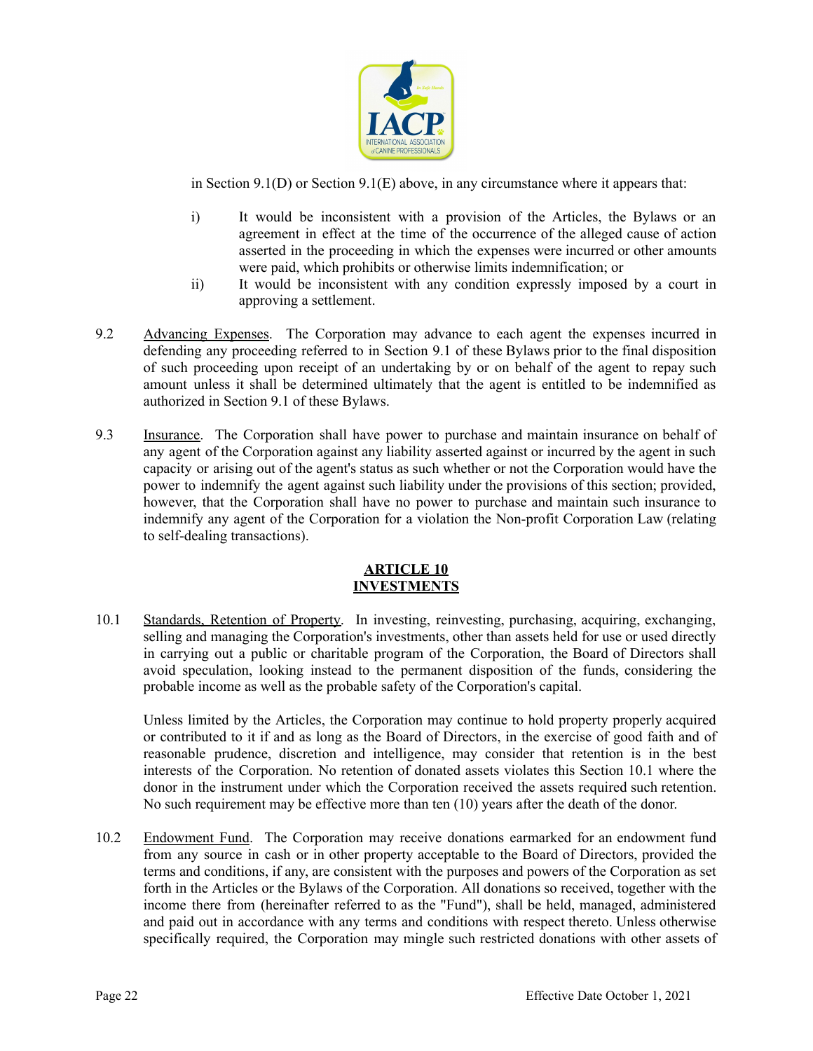in Section 9.1(D) or Section 9.1(E) above, in any circumstance where it appears that:

i) It would be inconsistent with a provision of the Articles, the Bylaws or an agreement in effect at the time of the occurrence of the alleged cause of action asserted in the proceeding in which the expenses were incurred or other amounts were paid, which prohibits or otherwise limits indemnification; or

ii) It would be inconsistent with any condition expressly imposed by a court in approving a settlement.

9.2 Advancing Expenses. The Corporation may advance to each agent the expenses incurred in defending any proceeding referred to in Section 9.1 of these Bylaws prior to the final disposition of such proceeding upon receipt of an undertaking by or on behalf of the agent to repay such amount unless it shall be determined ultimately that the agent is entitled to be indemnified as authorized in Section 9.1 of these Bylaws.

9.3 Insurance. The Corporation shall have power to purchase and maintain insurance on behalf of any agent of the Corporation against any liability asserted against or incurred by the agent in such capacity or arising out of the agent's status as such whether or not the Corporation would have the power to indemnify the agent against such liability under the provisions of this section; provided, however, that the Corporation shall have no power to purchase and maintain such insurance to indemnify any agent of the Corporation for a violation the Non-profit Corporation Law (relating to self-dealing transactions).

## ARTICLE 10
## INVESTMENTS

10.1 Standards, Retention of Property. In investing, reinvesting, purchasing, acquiring, exchanging, selling and managing the Corporation's investments, other than assets held for use or used directly in carrying out a public or charitable program of the Corporation, the Board of Directors shall avoid speculation, looking instead to the permanent disposition of the funds, considering the probable income as well as the probable safety of the Corporation's capital.

Unless limited by the Articles, the Corporation may continue to hold property properly acquired or contributed to it if and as long as the Board of Directors, in the exercise of good faith and of reasonable prudence, discretion and intelligence, may consider that retention is in the best interests of the Corporation. No retention of donated assets violates this Section 10.1 where the donor in the instrument under which the Corporation received the assets required such retention. No such requirement may be effective more than ten (10) years after the death of the donor.

10.2 Endowment Fund. The Corporation may receive donations earmarked for an endowment fund from any source in cash or in other property acceptable to the Board of Directors, provided the terms and conditions, if any, are consistent with the purposes and powers of the Corporation as set forth in the Articles or the Bylaws of the Corporation. All donations so received, together with the income there from (hereinafter referred to as the "Fund"), shall be held, managed, administered and paid out in accordance with any terms and conditions with respect thereto. Unless otherwise specifically required, the Corporation may mingle such restricted donations with other assets of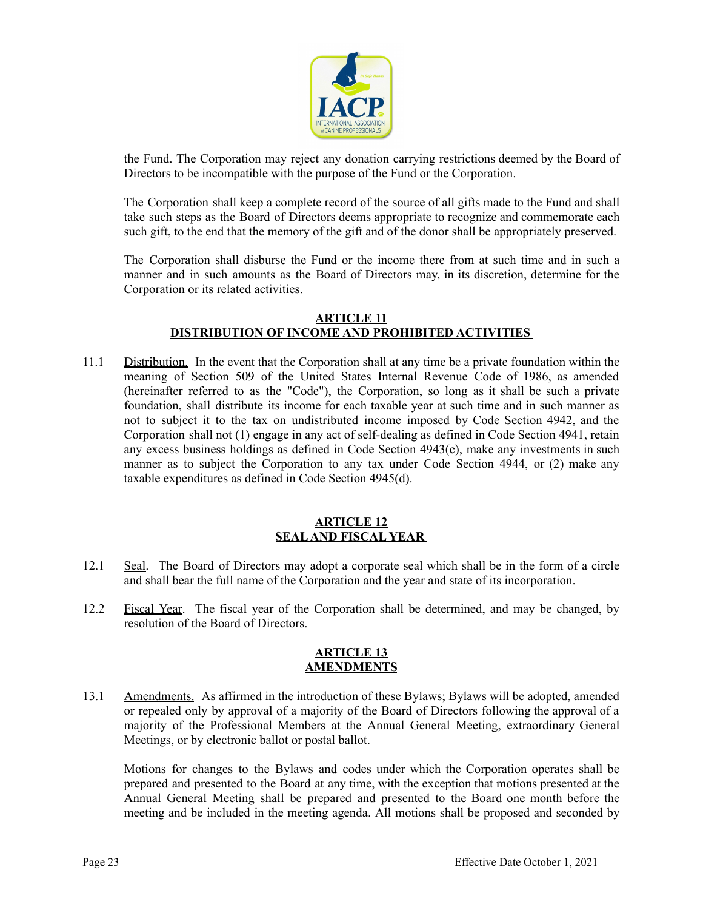the Fund. The Corporation may reject any donation carrying restrictions deemed by the Board of Directors to be incompatible with the purpose of the Fund or the Corporation.

The Corporation shall keep a complete record of the source of all gifts made to the Fund and shall take such steps as the Board of Directors deems appropriate to recognize and commemorate each such gift, to the end that the memory of the gift and of the donor shall be appropriately preserved.

The Corporation shall disburse the Fund or the income there from at such time and in such a manner and in such amounts as the Board of Directors may, in its discretion, determine for the Corporation or its related activities.

## ARTICLE 11
## DISTRIBUTION OF INCOME AND PROHIBITED ACTIVITIES

11.1 Distribution. In the event that the Corporation shall at any time be a private foundation within the meaning of Section 509 of the United States Internal Revenue Code of 1986, as amended (hereinafter referred to as the "Code"), the Corporation, so long as it shall be such a private foundation, shall distribute its income for each taxable year at such time and in such manner as not to subject it to the tax on undistributed income imposed by Code Section 4942, and the Corporation shall not (1) engage in any act of self-dealing as defined in Code Section 4941, retain any excess business holdings as defined in Code Section 4943(c), make any investments in such manner as to subject the Corporation to any tax under Code Section 4944, or (2) make any taxable expenditures as defined in Code Section 4945(d).

## ARTICLE 12
## SEAL AND FISCAL YEAR

12.1 Seal. The Board of Directors may adopt a corporate seal which shall be in the form of a circle and shall bear the full name of the Corporation and the year and state of its incorporation.

12.2 Fiscal Year. The fiscal year of the Corporation shall be determined, and may be changed, by resolution of the Board of Directors.

## ARTICLE 13
## AMENDMENTS

13.1 Amendments. As affirmed in the introduction of these Bylaws; Bylaws will be adopted, amended or repealed only by approval of a majority of the Board of Directors following the approval of a majority of the Professional Members at the Annual General Meeting, extraordinary General Meetings, or by electronic ballot or postal ballot.

Motions for changes to the Bylaws and codes under which the Corporation operates shall be prepared and presented to the Board at any time, with the exception that motions presented at the Annual General Meeting shall be prepared and presented to the Board one month before the meeting and be included in the meeting agenda. All motions shall be proposed and seconded by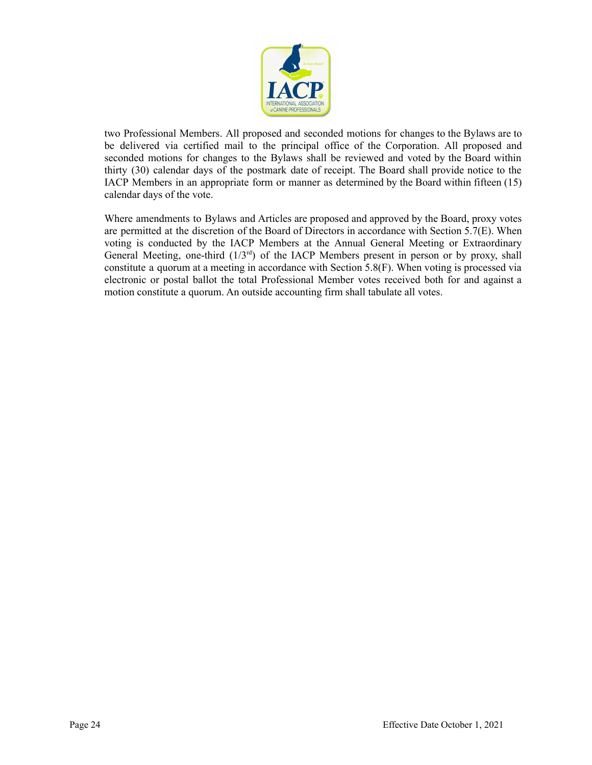two Professional Members. All proposed and seconded motions for changes to the Bylaws are to be delivered via certified mail to the principal office of the Corporation. All proposed and seconded motions for changes to the Bylaws shall be reviewed and voted by the Board within thirty (30) calendar days of the postmark date of receipt. The Board shall provide notice to the IACP Members in an appropriate form or manner as determined by the Board within fifteen (15) calendar days of the vote.

Where amendments to Bylaws and Articles are proposed and approved by the Board, proxy votes are permitted at the discretion of the Board of Directors in accordance with Section 5.7(E). When voting is conducted by the IACP Members at the Annual General Meeting or Extraordinary General Meeting, one-third (1/3rd) of the IACP Members present in person or by proxy, shall constitute a quorum at a meeting in accordance with Section 5.8(F). When voting is processed via electronic or postal ballot the total Professional Member votes received both for and against a motion constitute a quorum. An outside accounting firm shall tabulate all votes.